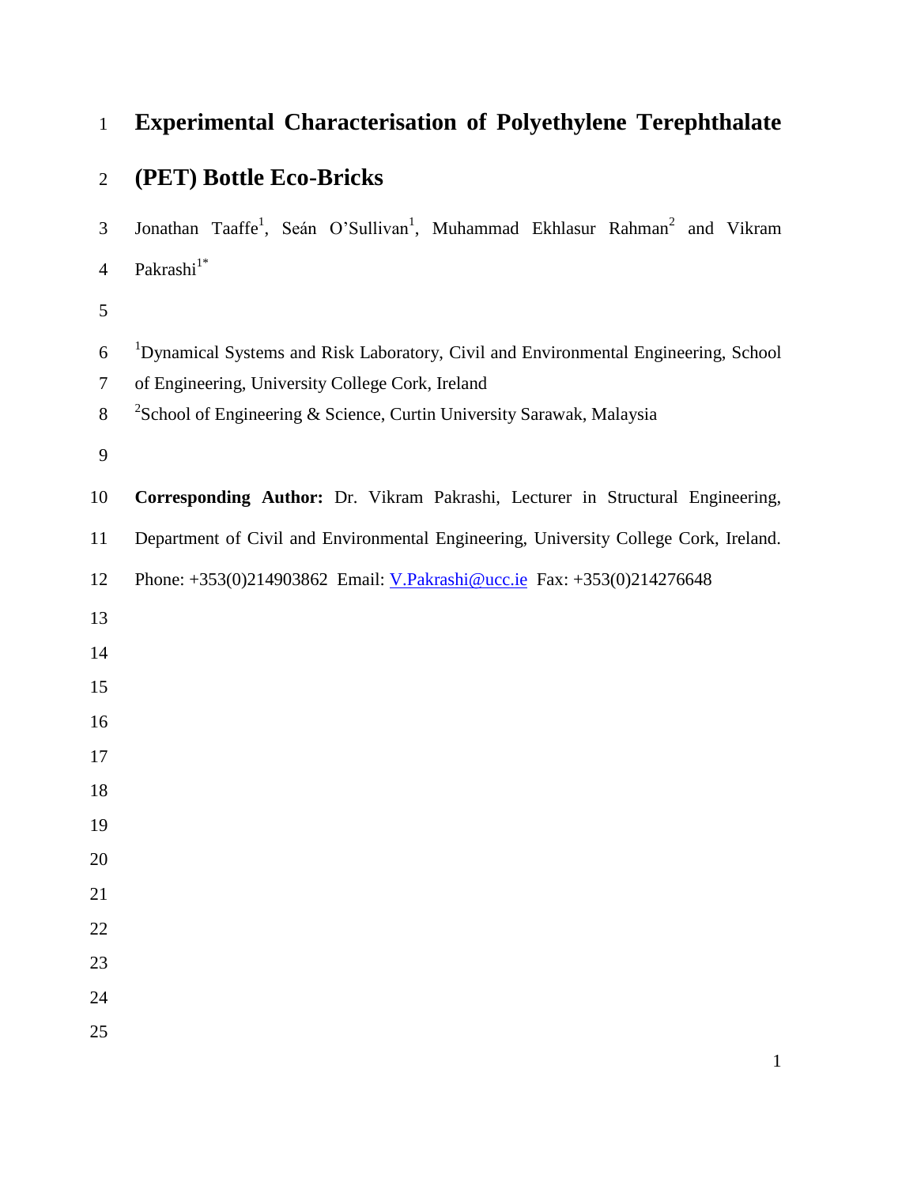# Experimental Characterisation of Polyethylene Terephthalate (PET) Bottle Eco-Bricks

Jonathan Taaffe[1], Seán O'Sullivan[1], Muhammad Ekhlasur Rahman[2] and Vikram Pakrashi[1*]

[1]Dynamical Systems and Risk Laboratory, Civil and Environmental Engineering, School of Engineering, University College Cork, Ireland

[2]School of Engineering & Science, Curtin University Sarawak, Malaysia

**Corresponding Author:** Dr. Vikram Pakrashi, Lecturer in Structural Engineering, Department of Civil and Environmental Engineering, University College Cork, Ireland. Phone: +353(0)214903862 Email: V.Pakrashi@ucc.ie Fax: +353(0)214276648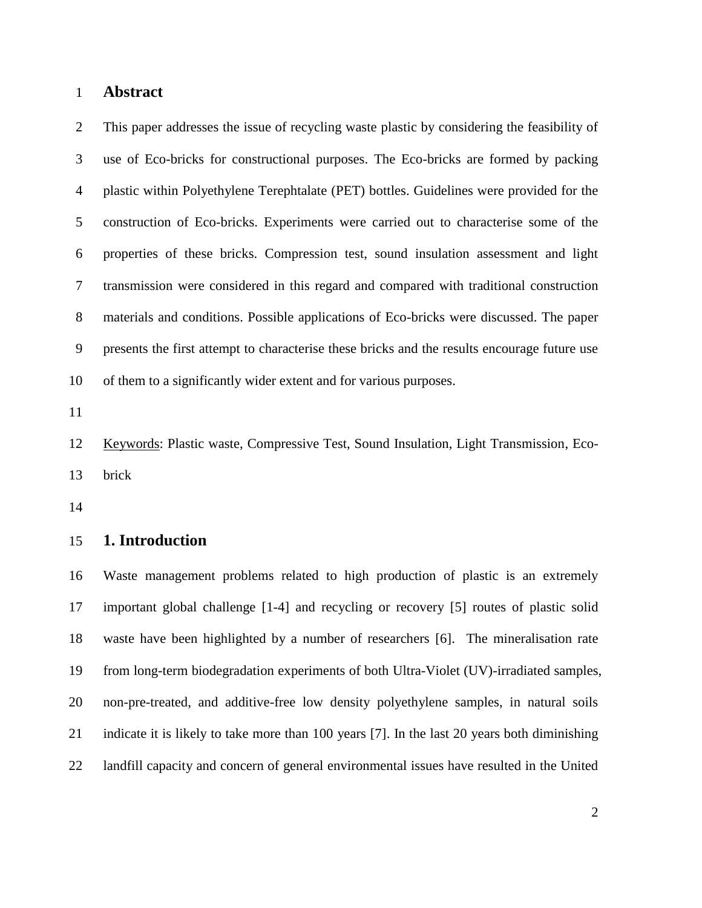## Abstract

This paper addresses the issue of recycling waste plastic by considering the feasibility of use of Eco-bricks for constructional purposes. The Eco-bricks are formed by packing plastic within Polyethylene Terephtalate (PET) bottles. Guidelines were provided for the construction of Eco-bricks. Experiments were carried out to characterise some of the properties of these bricks. Compression test, sound insulation assessment and light transmission were considered in this regard and compared with traditional construction materials and conditions. Possible applications of Eco-bricks were discussed. The paper presents the first attempt to characterise these bricks and the results encourage future use of them to a significantly wider extent and for various purposes.

Keywords: Plastic waste, Compressive Test, Sound Insulation, Light Transmission, Eco-brick

## 1. Introduction

Waste management problems related to high production of plastic is an extremely important global challenge [1-4] and recycling or recovery [5] routes of plastic solid waste have been highlighted by a number of researchers [6]. The mineralisation rate from long-term biodegradation experiments of both Ultra-Violet (UV)-irradiated samples, non-pre-treated, and additive-free low density polyethylene samples, in natural soils indicate it is likely to take more than 100 years [7]. In the last 20 years both diminishing landfill capacity and concern of general environmental issues have resulted in the United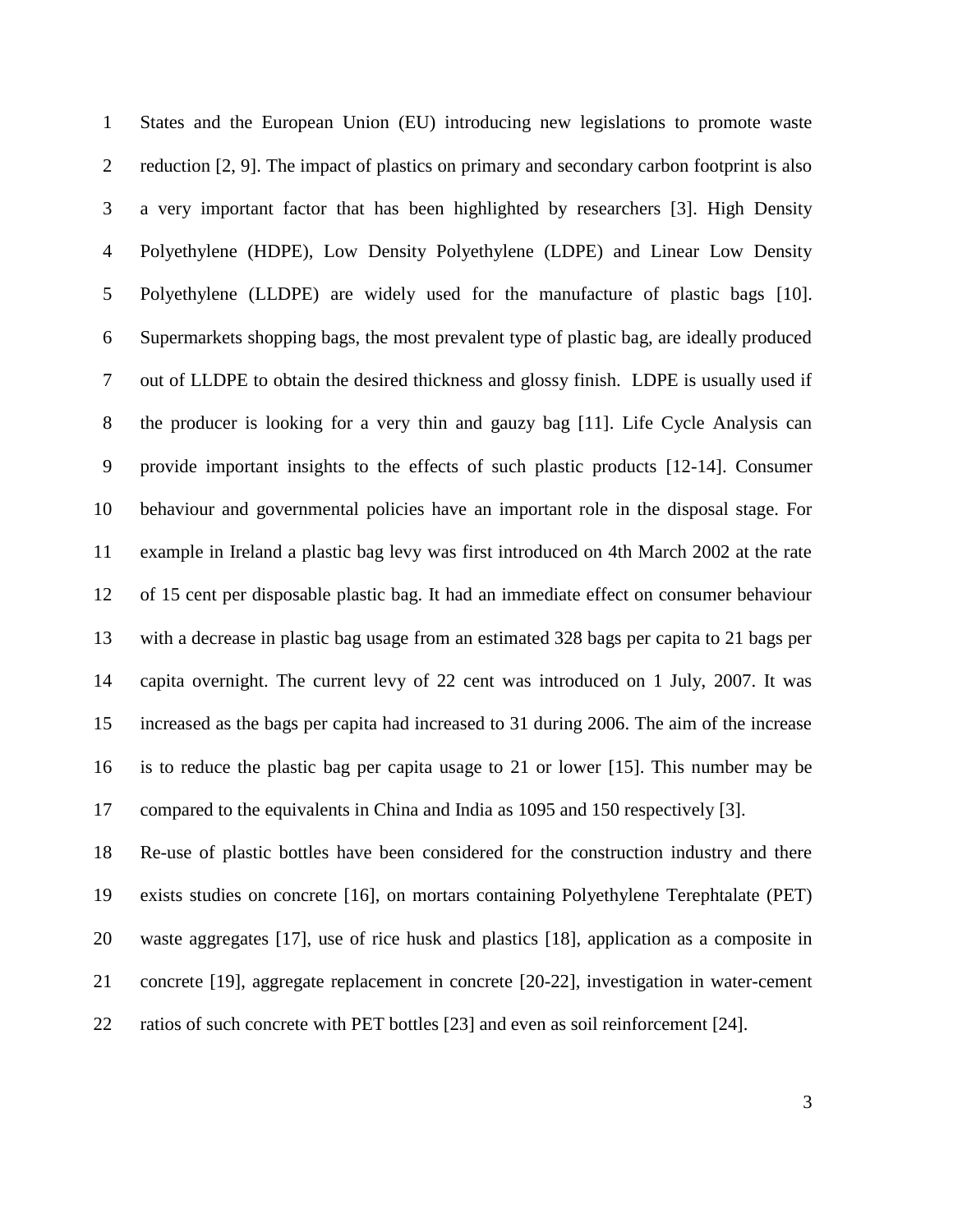States and the European Union (EU) introducing new legislations to promote waste reduction [2, 9]. The impact of plastics on primary and secondary carbon footprint is also a very important factor that has been highlighted by researchers [3]. High Density Polyethylene (HDPE), Low Density Polyethylene (LDPE) and Linear Low Density Polyethylene (LLDPE) are widely used for the manufacture of plastic bags [10]. Supermarkets shopping bags, the most prevalent type of plastic bag, are ideally produced out of LLDPE to obtain the desired thickness and glossy finish. LDPE is usually used if the producer is looking for a very thin and gauzy bag [11]. Life Cycle Analysis can provide important insights to the effects of such plastic products [12-14]. Consumer behaviour and governmental policies have an important role in the disposal stage. For example in Ireland a plastic bag levy was first introduced on 4th March 2002 at the rate of 15 cent per disposable plastic bag. It had an immediate effect on consumer behaviour with a decrease in plastic bag usage from an estimated 328 bags per capita to 21 bags per capita overnight. The current levy of 22 cent was introduced on 1 July, 2007. It was increased as the bags per capita had increased to 31 during 2006. The aim of the increase is to reduce the plastic bag per capita usage to 21 or lower [15]. This number may be compared to the equivalents in China and India as 1095 and 150 respectively [3].

Re-use of plastic bottles have been considered for the construction industry and there exists studies on concrete [16], on mortars containing Polyethylene Terephtalate (PET) waste aggregates [17], use of rice husk and plastics [18], application as a composite in concrete [19], aggregate replacement in concrete [20-22], investigation in water-cement ratios of such concrete with PET bottles [23] and even as soil reinforcement [24].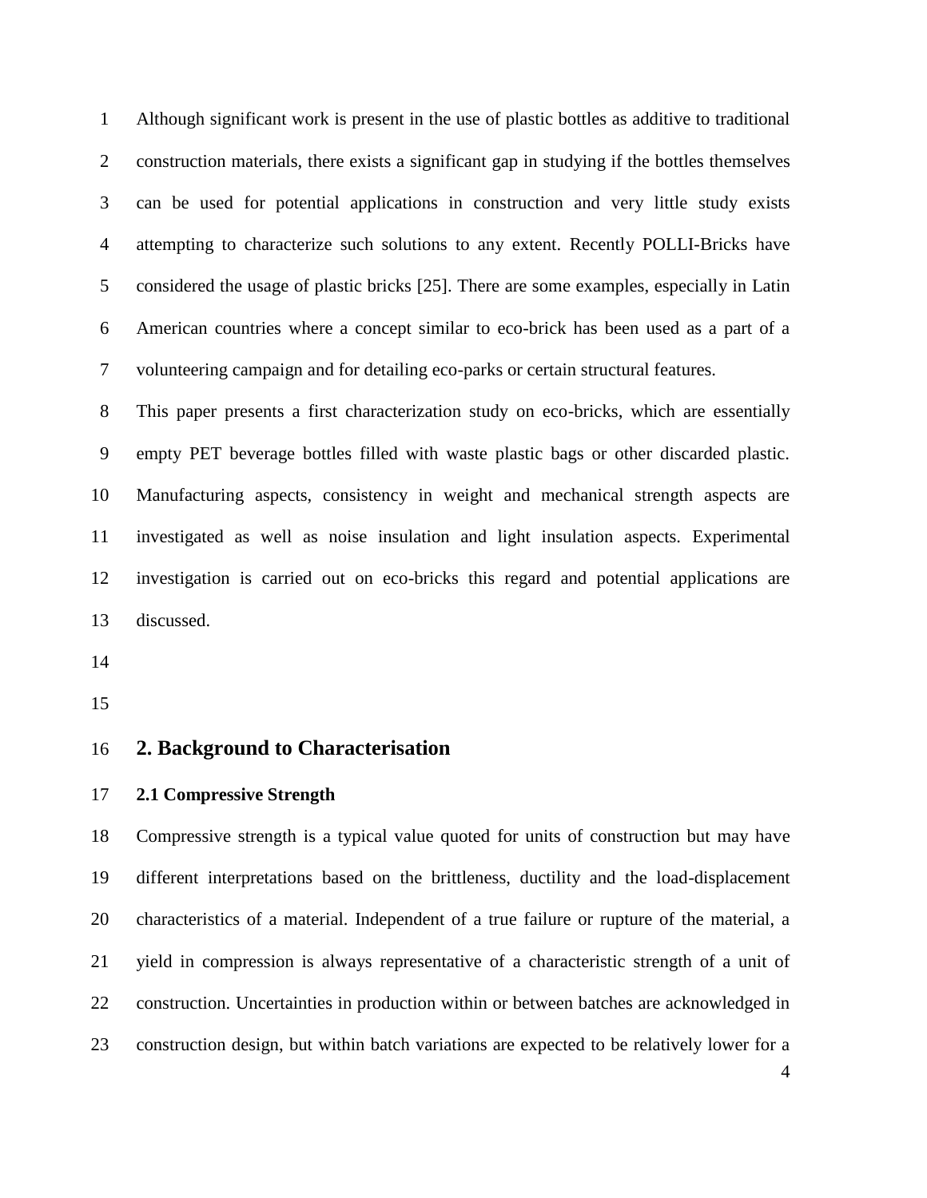Although significant work is present in the use of plastic bottles as additive to traditional construction materials, there exists a significant gap in studying if the bottles themselves can be used for potential applications in construction and very little study exists attempting to characterize such solutions to any extent. Recently POLLI-Bricks have considered the usage of plastic bricks [25]. There are some examples, especially in Latin American countries where a concept similar to eco-brick has been used as a part of a volunteering campaign and for detailing eco-parks or certain structural features.

This paper presents a first characterization study on eco-bricks, which are essentially empty PET beverage bottles filled with waste plastic bags or other discarded plastic. Manufacturing aspects, consistency in weight and mechanical strength aspects are investigated as well as noise insulation and light insulation aspects. Experimental investigation is carried out on eco-bricks this regard and potential applications are discussed.

## 2. Background to Characterisation

### 2.1 Compressive Strength

Compressive strength is a typical value quoted for units of construction but may have different interpretations based on the brittleness, ductility and the load-displacement characteristics of a material. Independent of a true failure or rupture of the material, a yield in compression is always representative of a characteristic strength of a unit of construction. Uncertainties in production within or between batches are acknowledged in construction design, but within batch variations are expected to be relatively lower for a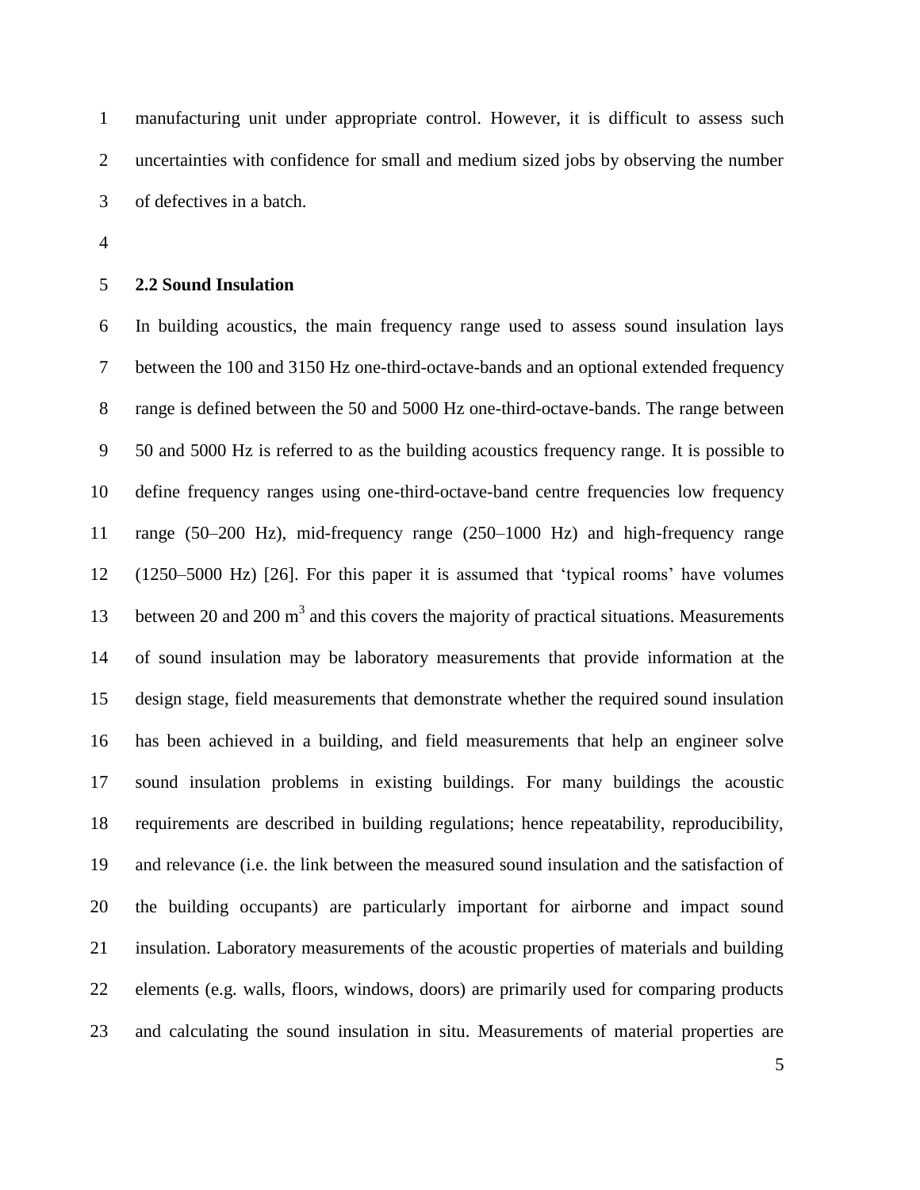manufacturing unit under appropriate control. However, it is difficult to assess such uncertainties with confidence for small and medium sized jobs by observing the number of defectives in a batch.

## 2.2 Sound Insulation

In building acoustics, the main frequency range used to assess sound insulation lays between the 100 and 3150 Hz one-third-octave-bands and an optional extended frequency range is defined between the 50 and 5000 Hz one-third-octave-bands. The range between 50 and 5000 Hz is referred to as the building acoustics frequency range. It is possible to define frequency ranges using one-third-octave-band centre frequencies low frequency range (50–200 Hz), mid-frequency range (250–1000 Hz) and high-frequency range (1250–5000 Hz) [26]. For this paper it is assumed that 'typical rooms' have volumes between 20 and 200 $m^3$ and this covers the majority of practical situations. Measurements of sound insulation may be laboratory measurements that provide information at the design stage, field measurements that demonstrate whether the required sound insulation has been achieved in a building, and field measurements that help an engineer solve sound insulation problems in existing buildings. For many buildings the acoustic requirements are described in building regulations; hence repeatability, reproducibility, and relevance (i.e. the link between the measured sound insulation and the satisfaction of the building occupants) are particularly important for airborne and impact sound insulation. Laboratory measurements of the acoustic properties of materials and building elements (e.g. walls, floors, windows, doors) are primarily used for comparing products and calculating the sound insulation in situ. Measurements of material properties are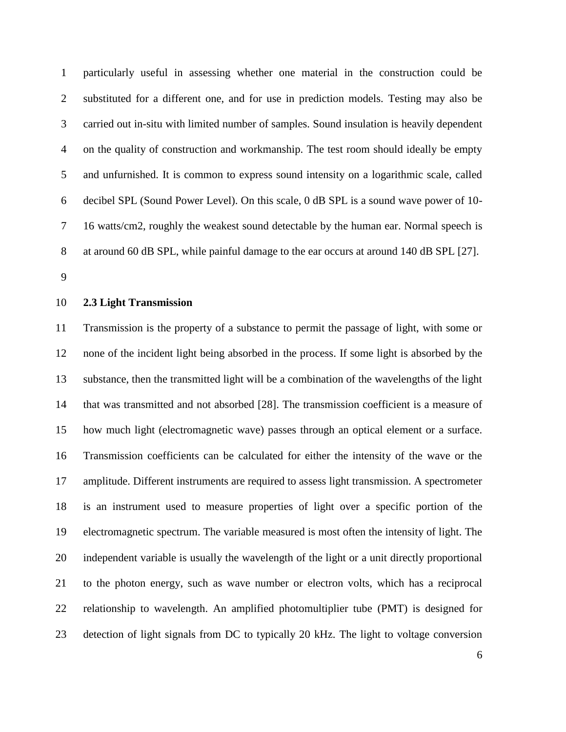particularly useful in assessing whether one material in the construction could be substituted for a different one, and for use in prediction models. Testing may also be carried out in-situ with limited number of samples. Sound insulation is heavily dependent on the quality of construction and workmanship. The test room should ideally be empty and unfurnished. It is common to express sound intensity on a logarithmic scale, called decibel SPL (Sound Power Level). On this scale, 0 dB SPL is a sound wave power of 10-16 watts/cm2, roughly the weakest sound detectable by the human ear. Normal speech is at around 60 dB SPL, while painful damage to the ear occurs at around 140 dB SPL [27].

### 2.3 Light Transmission

Transmission is the property of a substance to permit the passage of light, with some or none of the incident light being absorbed in the process. If some light is absorbed by the substance, then the transmitted light will be a combination of the wavelengths of the light that was transmitted and not absorbed [28]. The transmission coefficient is a measure of how much light (electromagnetic wave) passes through an optical element or a surface. Transmission coefficients can be calculated for either the intensity of the wave or the amplitude. Different instruments are required to assess light transmission. A spectrometer is an instrument used to measure properties of light over a specific portion of the electromagnetic spectrum. The variable measured is most often the intensity of light. The independent variable is usually the wavelength of the light or a unit directly proportional to the photon energy, such as wave number or electron volts, which has a reciprocal relationship to wavelength. An amplified photomultiplier tube (PMT) is designed for detection of light signals from DC to typically 20 kHz. The light to voltage conversion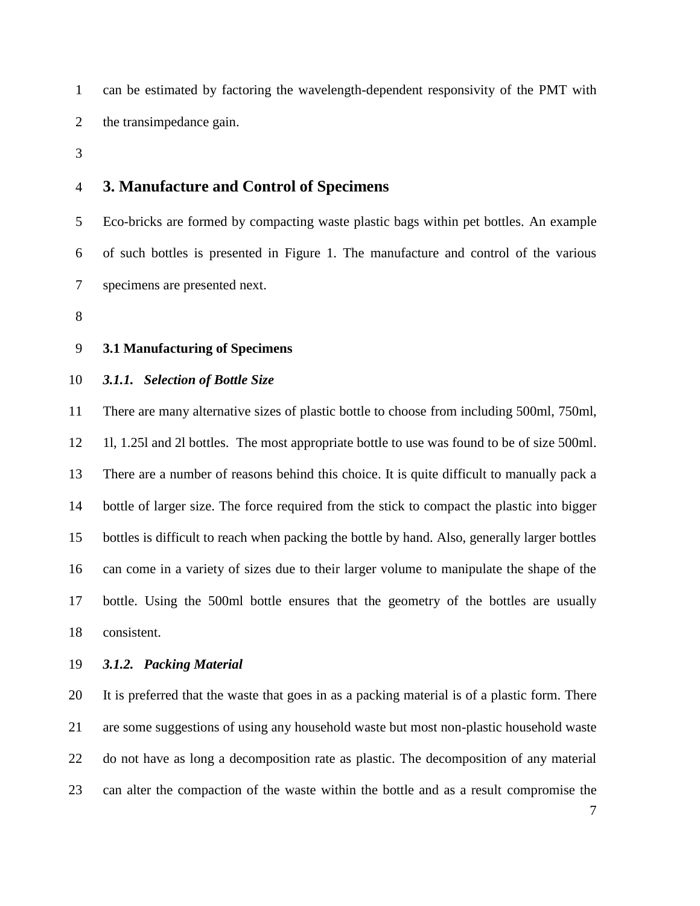can be estimated by factoring the wavelength-dependent responsivity of the PMT with the transimpedance gain.

## 3. Manufacture and Control of Specimens

Eco-bricks are formed by compacting waste plastic bags within pet bottles. An example of such bottles is presented in Figure 1. The manufacture and control of the various specimens are presented next.

### 3.1 Manufacturing of Specimens

#### *3.1.1. Selection of Bottle Size*

There are many alternative sizes of plastic bottle to choose from including 500ml, 750ml, 1l, 1.25l and 2l bottles. The most appropriate bottle to use was found to be of size 500ml. There are a number of reasons behind this choice. It is quite difficult to manually pack a bottle of larger size. The force required from the stick to compact the plastic into bigger bottles is difficult to reach when packing the bottle by hand. Also, generally larger bottles can come in a variety of sizes due to their larger volume to manipulate the shape of the bottle. Using the 500ml bottle ensures that the geometry of the bottles are usually consistent.

#### *3.1.2. Packing Material*

It is preferred that the waste that goes in as a packing material is of a plastic form. There are some suggestions of using any household waste but most non-plastic household waste do not have as long a decomposition rate as plastic. The decomposition of any material can alter the compaction of the waste within the bottle and as a result compromise the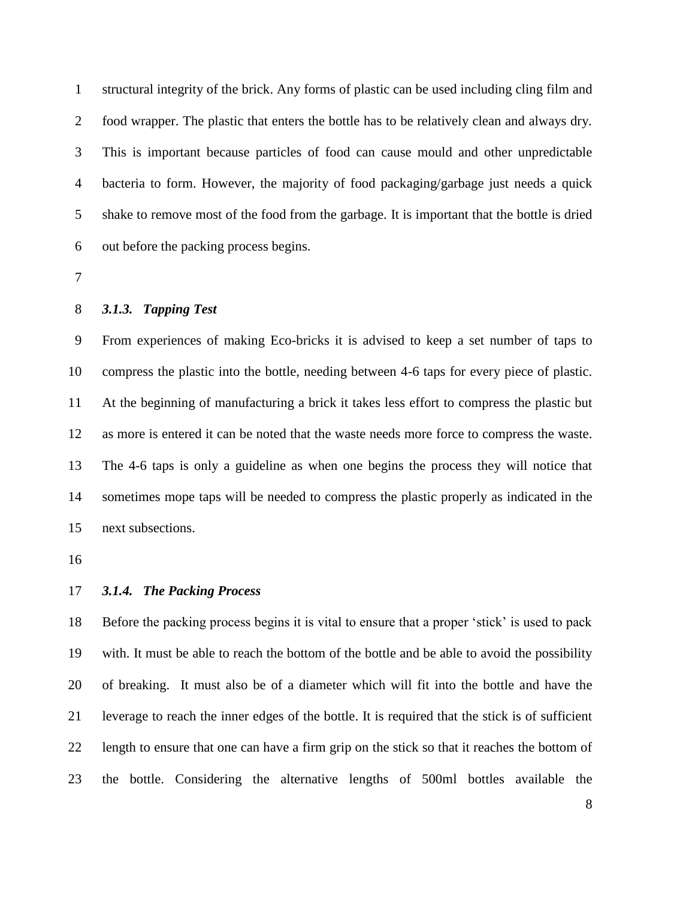structural integrity of the brick. Any forms of plastic can be used including cling film and food wrapper. The plastic that enters the bottle has to be relatively clean and always dry. This is important because particles of food can cause mould and other unpredictable bacteria to form. However, the majority of food packaging/garbage just needs a quick shake to remove most of the food from the garbage. It is important that the bottle is dried out before the packing process begins.

### *3.1.3. Tapping Test*

From experiences of making Eco-bricks it is advised to keep a set number of taps to compress the plastic into the bottle, needing between 4-6 taps for every piece of plastic. At the beginning of manufacturing a brick it takes less effort to compress the plastic but as more is entered it can be noted that the waste needs more force to compress the waste. The 4-6 taps is only a guideline as when one begins the process they will notice that sometimes mope taps will be needed to compress the plastic properly as indicated in the next subsections.

### *3.1.4. The Packing Process*

Before the packing process begins it is vital to ensure that a proper 'stick' is used to pack with. It must be able to reach the bottom of the bottle and be able to avoid the possibility of breaking. It must also be of a diameter which will fit into the bottle and have the leverage to reach the inner edges of the bottle. It is required that the stick is of sufficient length to ensure that one can have a firm grip on the stick so that it reaches the bottom of the bottle. Considering the alternative lengths of 500ml bottles available the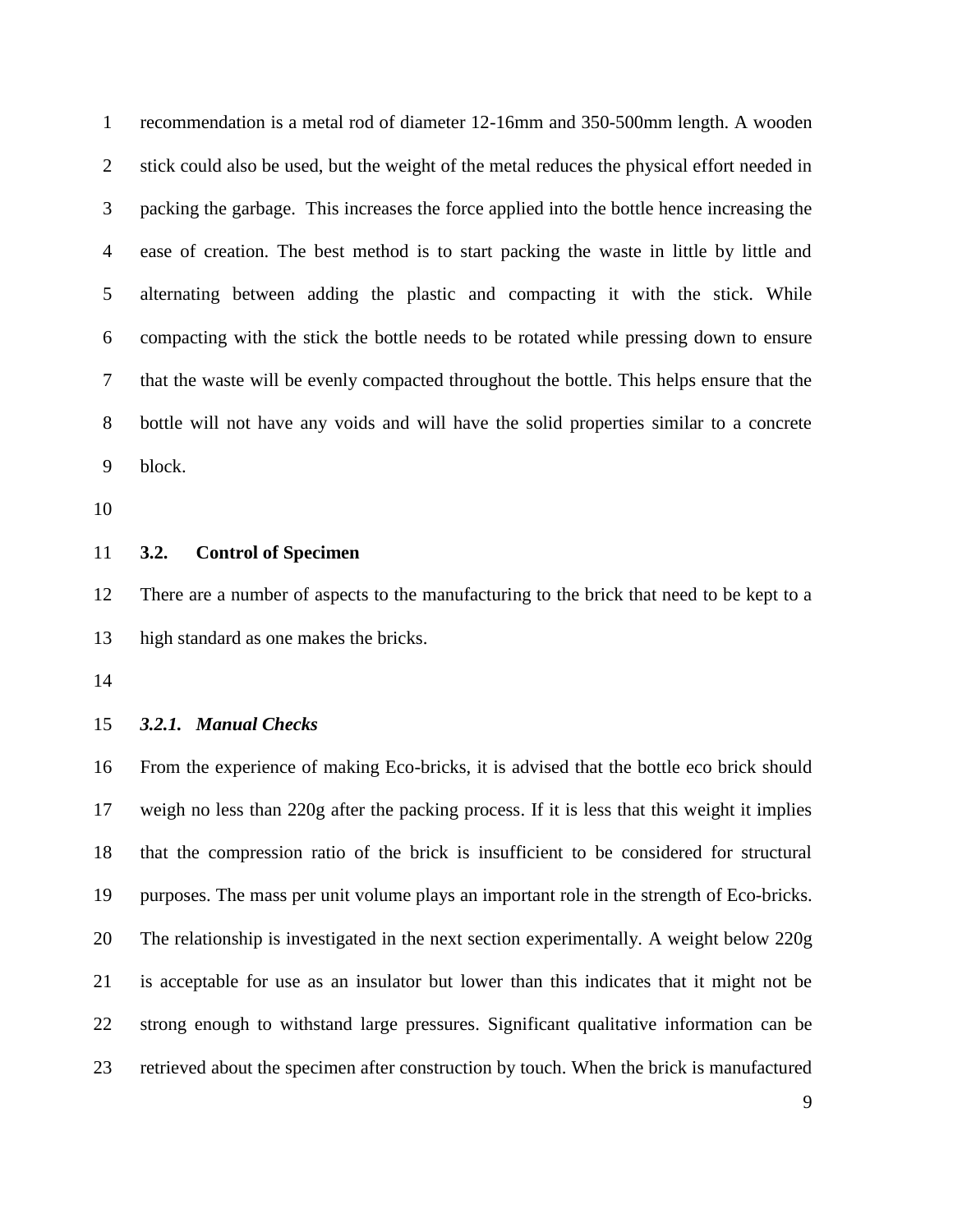recommendation is a metal rod of diameter 12-16mm and 350-500mm length. A wooden stick could also be used, but the weight of the metal reduces the physical effort needed in packing the garbage. This increases the force applied into the bottle hence increasing the ease of creation. The best method is to start packing the waste in little by little and alternating between adding the plastic and compacting it with the stick. While compacting with the stick the bottle needs to be rotated while pressing down to ensure that the waste will be evenly compacted throughout the bottle. This helps ensure that the bottle will not have any voids and will have the solid properties similar to a concrete block.

## 3.2. Control of Specimen

There are a number of aspects to the manufacturing to the brick that need to be kept to a high standard as one makes the bricks.

### *3.2.1. Manual Checks*

From the experience of making Eco-bricks, it is advised that the bottle eco brick should weigh no less than 220g after the packing process. If it is less that this weight it implies that the compression ratio of the brick is insufficient to be considered for structural purposes. The mass per unit volume plays an important role in the strength of Eco-bricks. The relationship is investigated in the next section experimentally. A weight below 220g is acceptable for use as an insulator but lower than this indicates that it might not be strong enough to withstand large pressures. Significant qualitative information can be retrieved about the specimen after construction by touch. When the brick is manufactured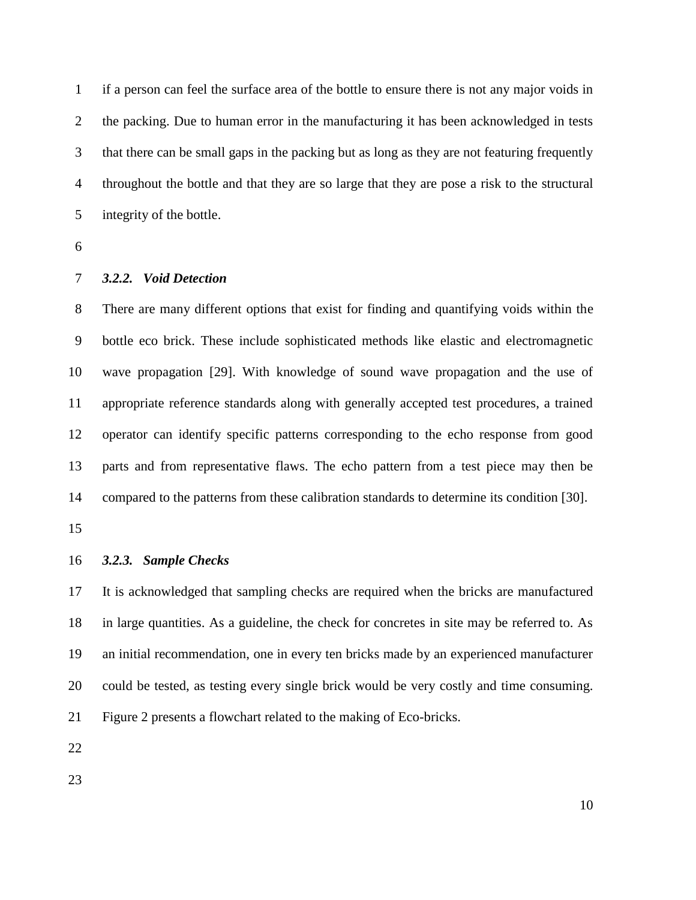if a person can feel the surface area of the bottle to ensure there is not any major voids in the packing. Due to human error in the manufacturing it has been acknowledged in tests that there can be small gaps in the packing but as long as they are not featuring frequently throughout the bottle and that they are so large that they are pose a risk to the structural integrity of the bottle.

### *3.2.2. Void Detection*

There are many different options that exist for finding and quantifying voids within the bottle eco brick. These include sophisticated methods like elastic and electromagnetic wave propagation [29]. With knowledge of sound wave propagation and the use of appropriate reference standards along with generally accepted test procedures, a trained operator can identify specific patterns corresponding to the echo response from good parts and from representative flaws. The echo pattern from a test piece may then be compared to the patterns from these calibration standards to determine its condition [30].

### *3.2.3. Sample Checks*

It is acknowledged that sampling checks are required when the bricks are manufactured in large quantities. As a guideline, the check for concretes in site may be referred to. As an initial recommendation, one in every ten bricks made by an experienced manufacturer could be tested, as testing every single brick would be very costly and time consuming. Figure 2 presents a flowchart related to the making of Eco-bricks.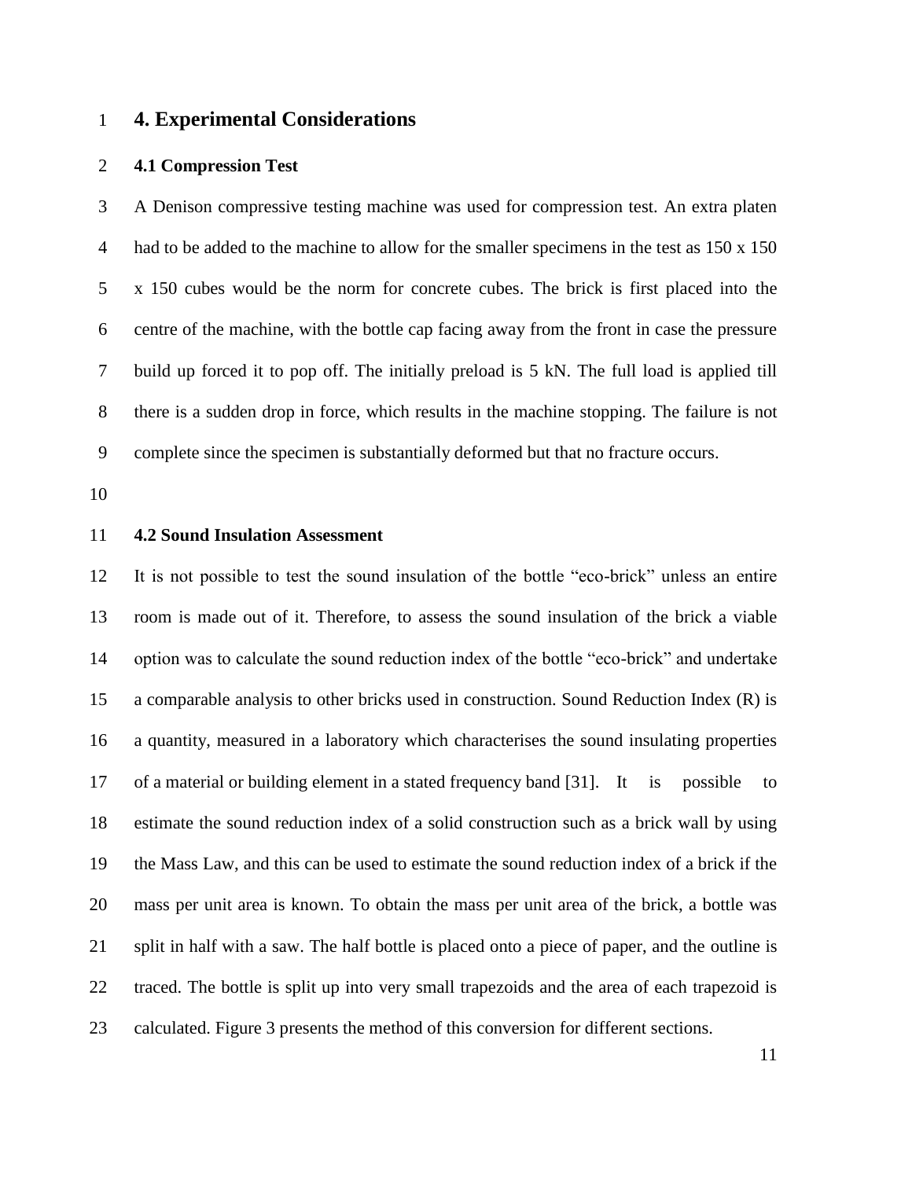# 4. Experimental Considerations

## 4.1 Compression Test

A Denison compressive testing machine was used for compression test. An extra platen had to be added to the machine to allow for the smaller specimens in the test as 150 x 150 x 150 cubes would be the norm for concrete cubes. The brick is first placed into the centre of the machine, with the bottle cap facing away from the front in case the pressure build up forced it to pop off. The initially preload is 5 kN. The full load is applied till there is a sudden drop in force, which results in the machine stopping. The failure is not complete since the specimen is substantially deformed but that no fracture occurs.

## 4.2 Sound Insulation Assessment

It is not possible to test the sound insulation of the bottle "eco-brick" unless an entire room is made out of it. Therefore, to assess the sound insulation of the brick a viable option was to calculate the sound reduction index of the bottle "eco-brick" and undertake a comparable analysis to other bricks used in construction. Sound Reduction Index (R) is a quantity, measured in a laboratory which characterises the sound insulating properties of a material or building element in a stated frequency band [31]. It is possible to estimate the sound reduction index of a solid construction such as a brick wall by using the Mass Law, and this can be used to estimate the sound reduction index of a brick if the mass per unit area is known. To obtain the mass per unit area of the brick, a bottle was split in half with a saw. The half bottle is placed onto a piece of paper, and the outline is traced. The bottle is split up into very small trapezoids and the area of each trapezoid is calculated. Figure 3 presents the method of this conversion for different sections.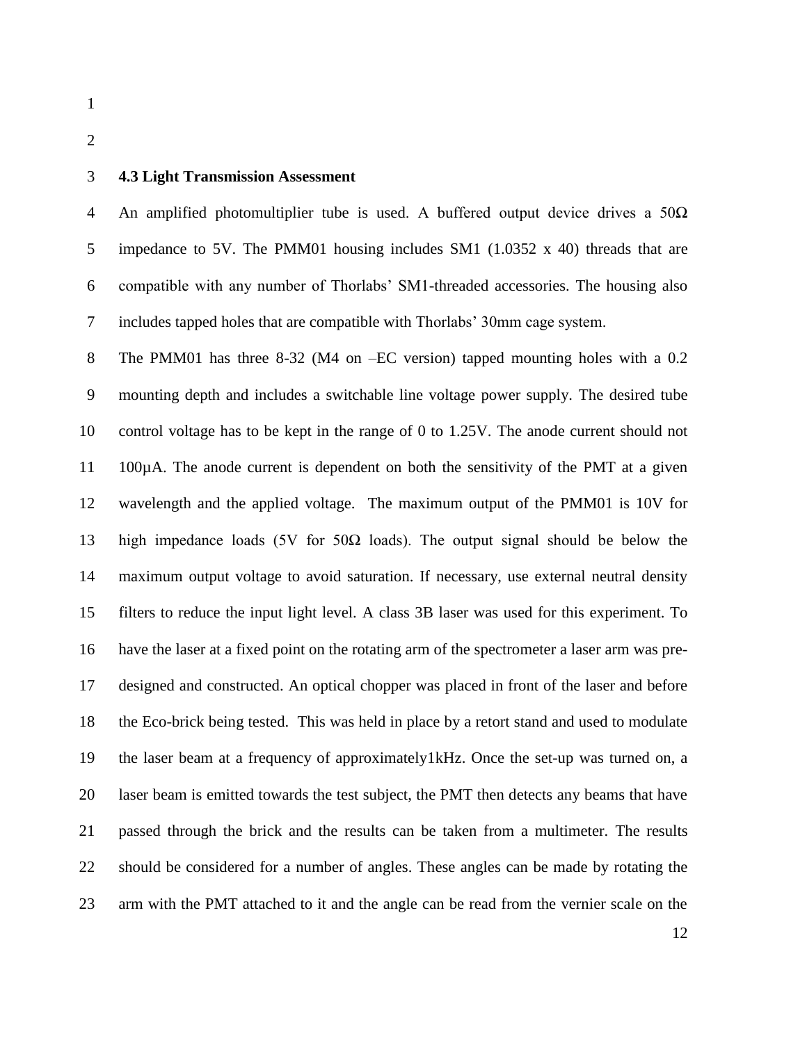### 4.3 Light Transmission Assessment

An amplified photomultiplier tube is used. A buffered output device drives a 50Ω impedance to 5V. The PMM01 housing includes SM1 (1.0352 x 40) threads that are compatible with any number of Thorlabs' SM1-threaded accessories. The housing also includes tapped holes that are compatible with Thorlabs' 30mm cage system.

The PMM01 has three 8-32 (M4 on –EC version) tapped mounting holes with a 0.2 mounting depth and includes a switchable line voltage power supply. The desired tube control voltage has to be kept in the range of 0 to 1.25V. The anode current should not 100µA. The anode current is dependent on both the sensitivity of the PMT at a given wavelength and the applied voltage. The maximum output of the PMM01 is 10V for high impedance loads (5V for 50Ω loads). The output signal should be below the maximum output voltage to avoid saturation. If necessary, use external neutral density filters to reduce the input light level. A class 3B laser was used for this experiment. To have the laser at a fixed point on the rotating arm of the spectrometer a laser arm was pre-designed and constructed. An optical chopper was placed in front of the laser and before the Eco-brick being tested. This was held in place by a retort stand and used to modulate the laser beam at a frequency of approximately1kHz. Once the set-up was turned on, a laser beam is emitted towards the test subject, the PMT then detects any beams that have passed through the brick and the results can be taken from a multimeter. The results should be considered for a number of angles. These angles can be made by rotating the arm with the PMT attached to it and the angle can be read from the vernier scale on the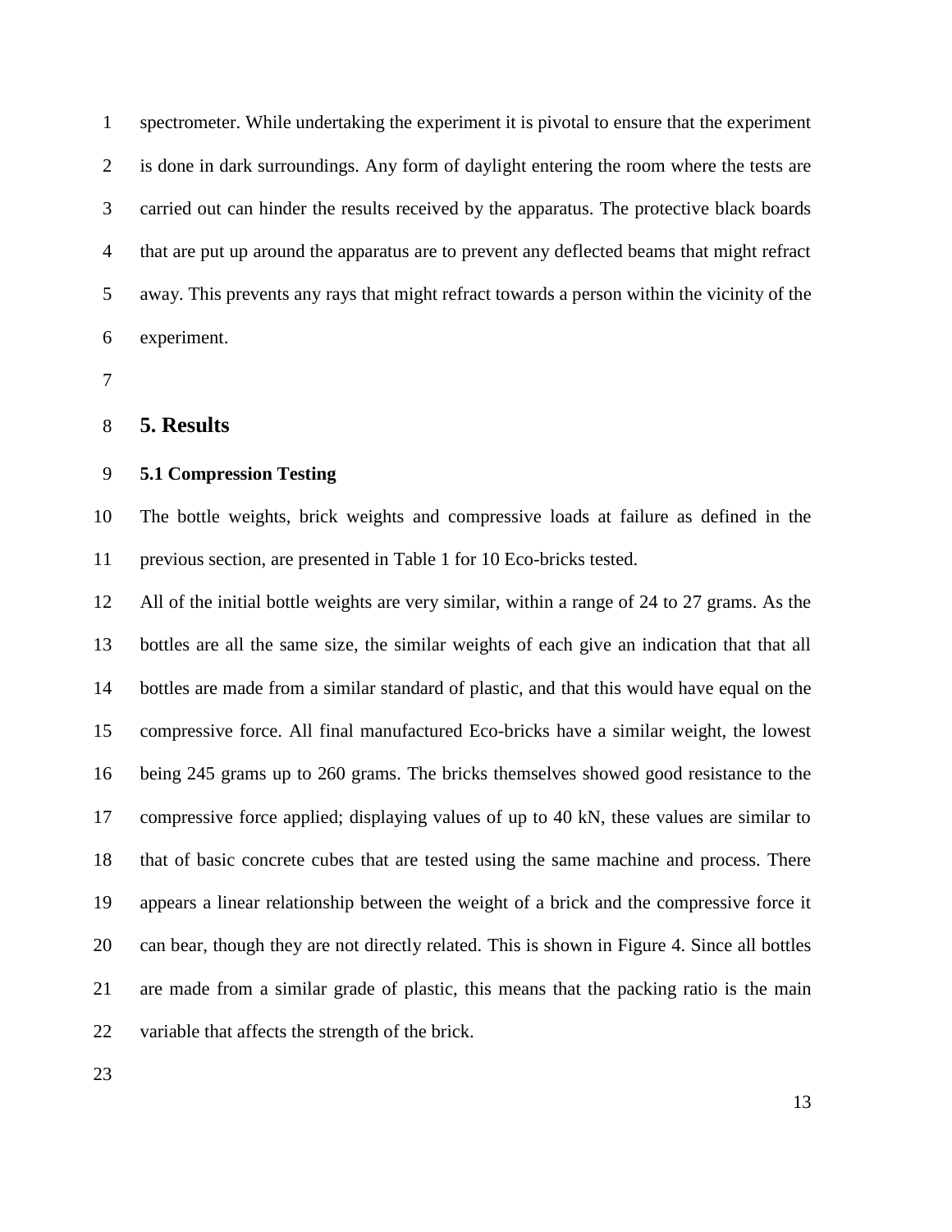spectrometer. While undertaking the experiment it is pivotal to ensure that the experiment is done in dark surroundings. Any form of daylight entering the room where the tests are carried out can hinder the results received by the apparatus. The protective black boards that are put up around the apparatus are to prevent any deflected beams that might refract away. This prevents any rays that might refract towards a person within the vicinity of the experiment.

## 5. Results

### 5.1 Compression Testing

The bottle weights, brick weights and compressive loads at failure as defined in the previous section, are presented in Table 1 for 10 Eco-bricks tested.

All of the initial bottle weights are very similar, within a range of 24 to 27 grams. As the bottles are all the same size, the similar weights of each give an indication that that all bottles are made from a similar standard of plastic, and that this would have equal on the compressive force. All final manufactured Eco-bricks have a similar weight, the lowest being 245 grams up to 260 grams. The bricks themselves showed good resistance to the compressive force applied; displaying values of up to 40 kN, these values are similar to that of basic concrete cubes that are tested using the same machine and process. There appears a linear relationship between the weight of a brick and the compressive force it can bear, though they are not directly related. This is shown in Figure 4. Since all bottles are made from a similar grade of plastic, this means that the packing ratio is the main variable that affects the strength of the brick.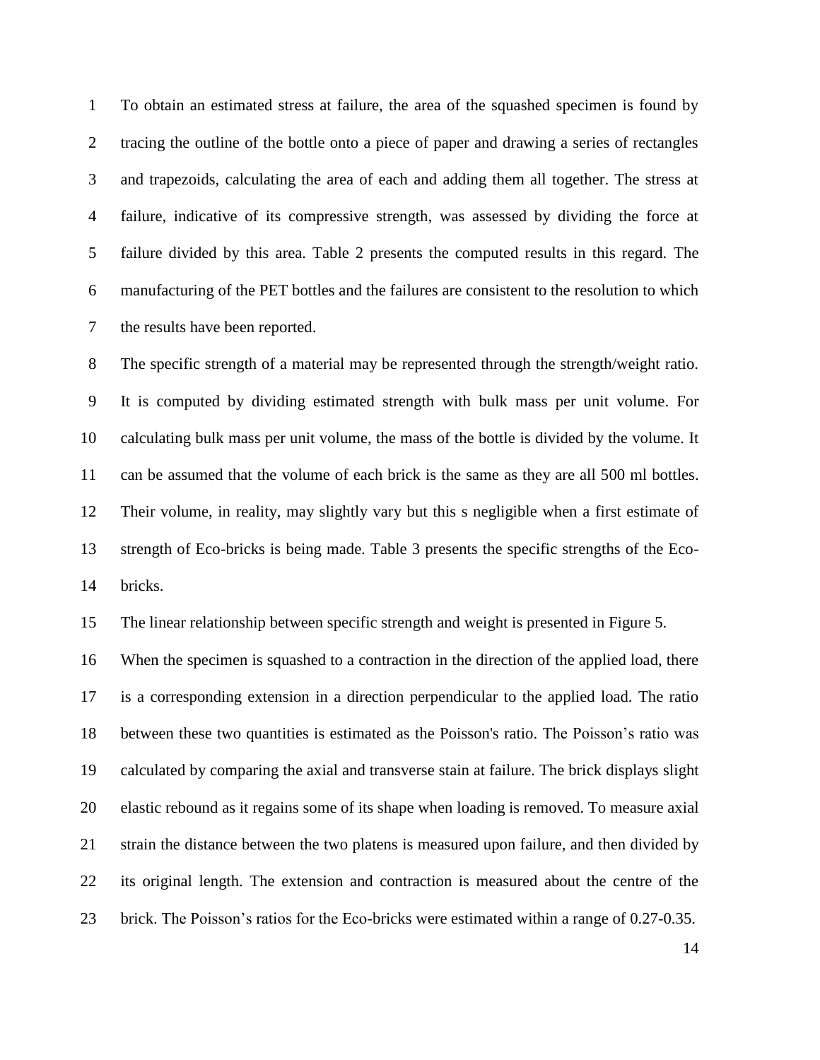To obtain an estimated stress at failure, the area of the squashed specimen is found by tracing the outline of the bottle onto a piece of paper and drawing a series of rectangles and trapezoids, calculating the area of each and adding them all together. The stress at failure, indicative of its compressive strength, was assessed by dividing the force at failure divided by this area. Table 2 presents the computed results in this regard. The manufacturing of the PET bottles and the failures are consistent to the resolution to which the results have been reported.

The specific strength of a material may be represented through the strength/weight ratio. It is computed by dividing estimated strength with bulk mass per unit volume. For calculating bulk mass per unit volume, the mass of the bottle is divided by the volume. It can be assumed that the volume of each brick is the same as they are all 500 ml bottles. Their volume, in reality, may slightly vary but this s negligible when a first estimate of strength of Eco-bricks is being made. Table 3 presents the specific strengths of the Eco-bricks.

The linear relationship between specific strength and weight is presented in Figure 5.

When the specimen is squashed to a contraction in the direction of the applied load, there is a corresponding extension in a direction perpendicular to the applied load. The ratio between these two quantities is estimated as the Poisson's ratio. The Poisson's ratio was calculated by comparing the axial and transverse stain at failure. The brick displays slight elastic rebound as it regains some of its shape when loading is removed. To measure axial strain the distance between the two platens is measured upon failure, and then divided by its original length. The extension and contraction is measured about the centre of the brick. The Poisson's ratios for the Eco-bricks were estimated within a range of 0.27-0.35.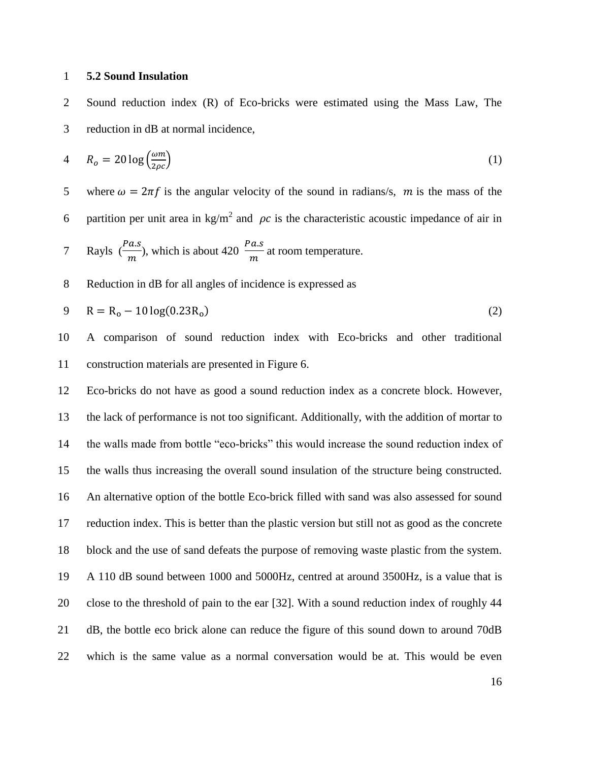### 5.2 Sound Insulation

Sound reduction index (R) of Eco-bricks were estimated using the Mass Law, The reduction in dB at normal incidence,

$$R_o = 20\log\left(\frac{\omega m}{2\rho c}\right) \tag{1}$$

where $\omega = 2\pi f$ is the angular velocity of the sound in radians/s, $m$ is the mass of the partition per unit area in kg/m$^2$ and $\rho c$ is the characteristic acoustic impedance of air in Rayls ($\frac{Pa.s}{m}$), which is about 420 $\frac{Pa.s}{m}$ at room temperature.

Reduction in dB for all angles of incidence is expressed as

$$\mathrm{R} = \mathrm{R_o} - 10\log(0.23\mathrm{R_o}) \tag{2}$$

A comparison of sound reduction index with Eco-bricks and other traditional construction materials are presented in Figure 6.

Eco-bricks do not have as good a sound reduction index as a concrete block. However, the lack of performance is not too significant. Additionally, with the addition of mortar to the walls made from bottle "eco-bricks" this would increase the sound reduction index of the walls thus increasing the overall sound insulation of the structure being constructed. An alternative option of the bottle Eco-brick filled with sand was also assessed for sound reduction index. This is better than the plastic version but still not as good as the concrete block and the use of sand defeats the purpose of removing waste plastic from the system. A 110 dB sound between 1000 and 5000Hz, centred at around 3500Hz, is a value that is close to the threshold of pain to the ear [32]. With a sound reduction index of roughly 44 dB, the bottle eco brick alone can reduce the figure of this sound down to around 70dB which is the same value as a normal conversation would be at. This would be even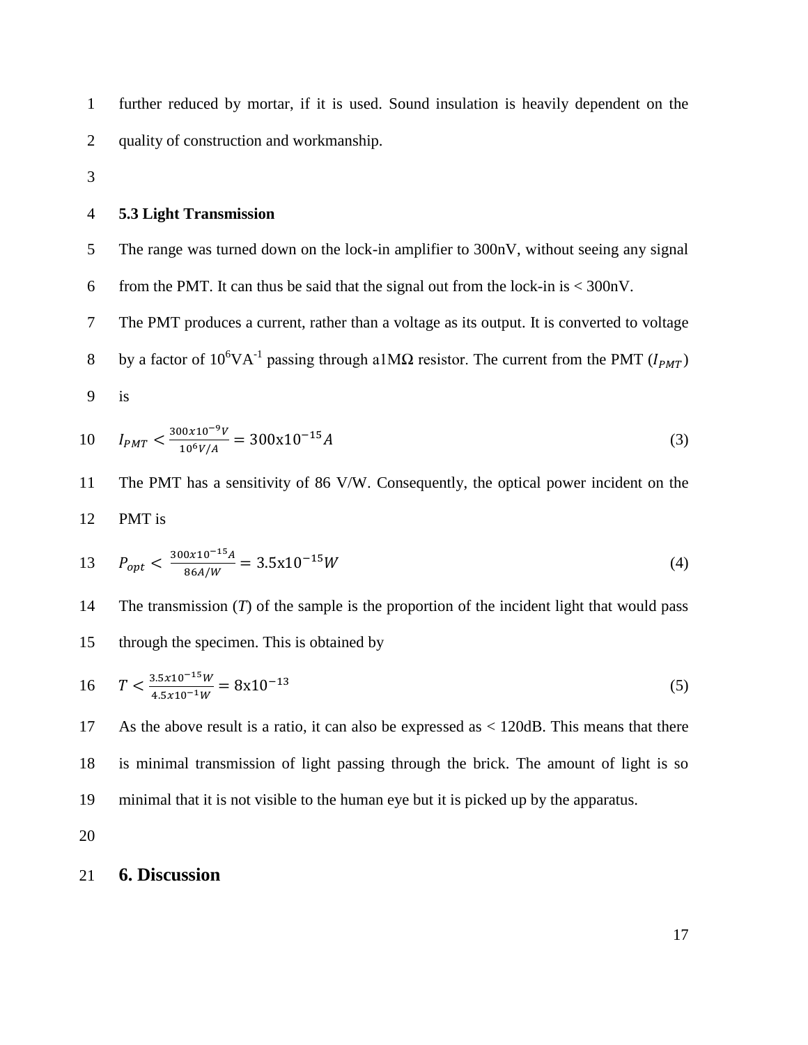further reduced by mortar, if it is used. Sound insulation is heavily dependent on the quality of construction and workmanship.

### 5.3 Light Transmission

The range was turned down on the lock-in amplifier to 300nV, without seeing any signal from the PMT. It can thus be said that the signal out from the lock-in is < 300nV.

The PMT produces a current, rather than a voltage as its output. It is converted to voltage by a factor of $10^6$VA$^{-1}$ passing through a1MΩ resistor. The current from the PMT ($I_{PMT}$) is

$$I_{PMT} < \frac{300x10^{-9}V}{10^6 V/A} = 300\text{x}10^{-15}A \quad (3)$$

The PMT has a sensitivity of 86 V/W. Consequently, the optical power incident on the PMT is

$$P_{opt} < \frac{300x10^{-15}A}{86A/W} = 3.5\text{x}10^{-15}W \quad (4)$$

The transmission (*T*) of the sample is the proportion of the incident light that would pass through the specimen. This is obtained by

$$T < \frac{3.5x10^{-15}W}{4.5x10^{-1}W} = 8\text{x}10^{-13} \quad (5)$$

As the above result is a ratio, it can also be expressed as < 120dB. This means that there is minimal transmission of light passing through the brick. The amount of light is so minimal that it is not visible to the human eye but it is picked up by the apparatus.

## 6. Discussion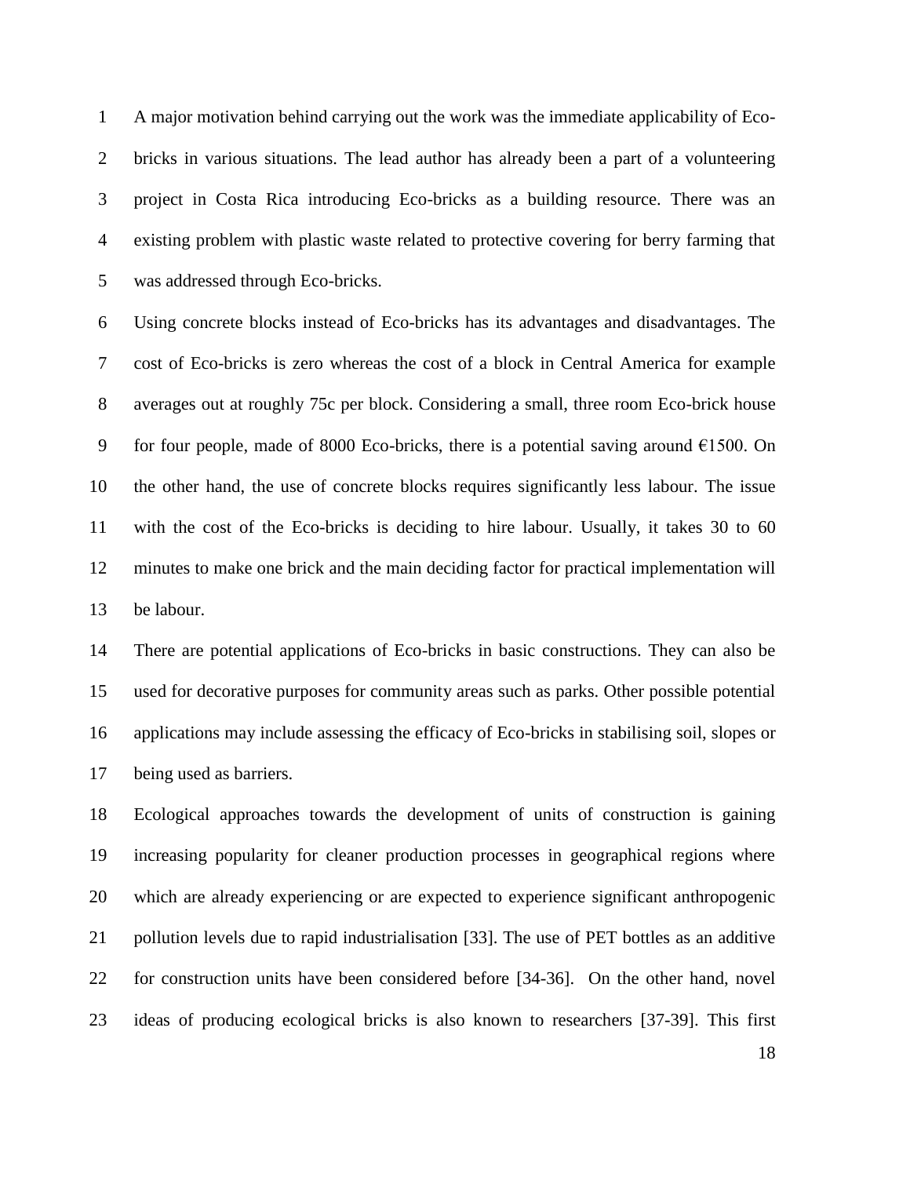A major motivation behind carrying out the work was the immediate applicability of Eco-bricks in various situations. The lead author has already been a part of a volunteering project in Costa Rica introducing Eco-bricks as a building resource. There was an existing problem with plastic waste related to protective covering for berry farming that was addressed through Eco-bricks.

Using concrete blocks instead of Eco-bricks has its advantages and disadvantages. The cost of Eco-bricks is zero whereas the cost of a block in Central America for example averages out at roughly 75c per block. Considering a small, three room Eco-brick house for four people, made of 8000 Eco-bricks, there is a potential saving around €1500. On the other hand, the use of concrete blocks requires significantly less labour. The issue with the cost of the Eco-bricks is deciding to hire labour. Usually, it takes 30 to 60 minutes to make one brick and the main deciding factor for practical implementation will be labour.

There are potential applications of Eco-bricks in basic constructions. They can also be used for decorative purposes for community areas such as parks. Other possible potential applications may include assessing the efficacy of Eco-bricks in stabilising soil, slopes or being used as barriers.

Ecological approaches towards the development of units of construction is gaining increasing popularity for cleaner production processes in geographical regions where which are already experiencing or are expected to experience significant anthropogenic pollution levels due to rapid industrialisation [33]. The use of PET bottles as an additive for construction units have been considered before [34-36]. On the other hand, novel ideas of producing ecological bricks is also known to researchers [37-39]. This first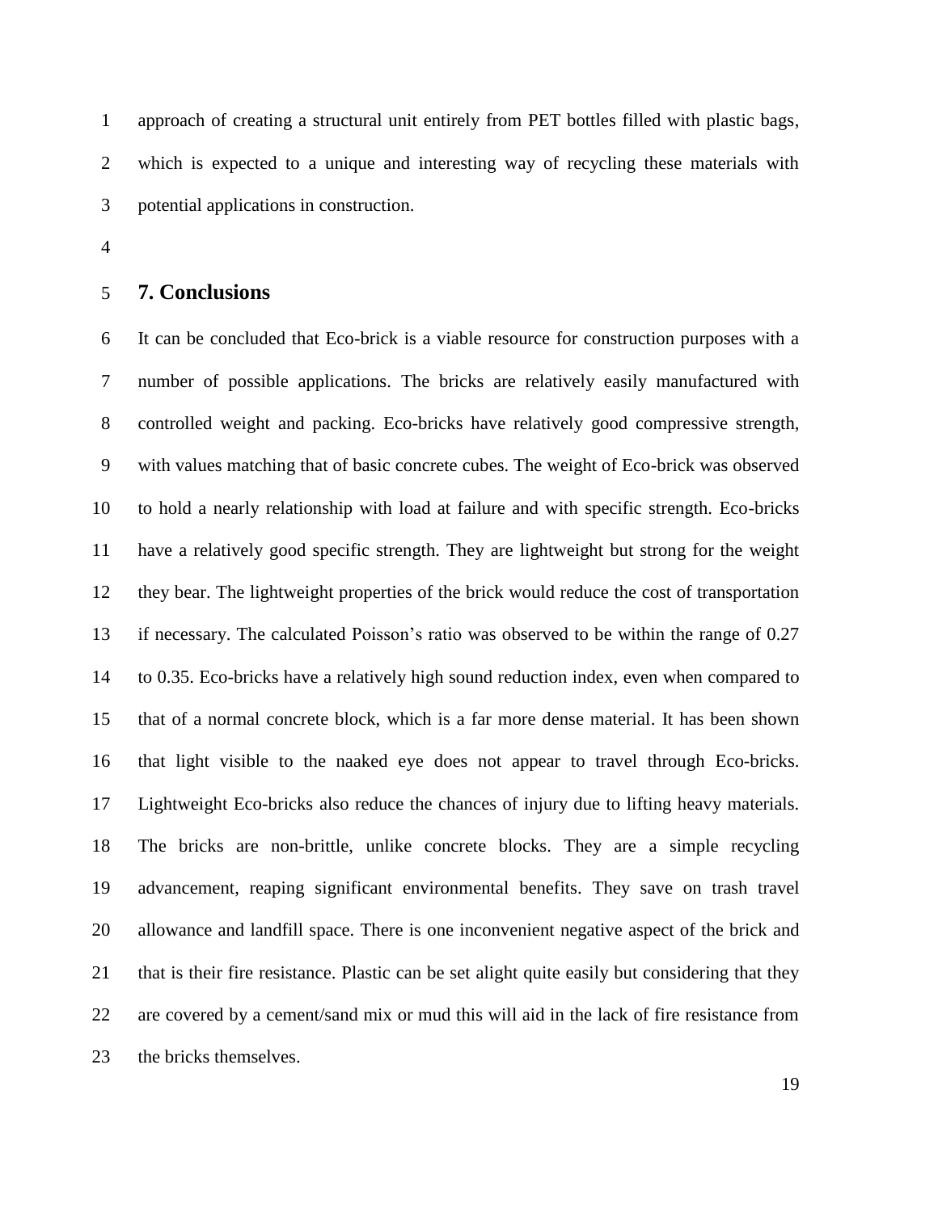approach of creating a structural unit entirely from PET bottles filled with plastic bags, which is expected to a unique and interesting way of recycling these materials with potential applications in construction.

## 7. Conclusions

It can be concluded that Eco-brick is a viable resource for construction purposes with a number of possible applications. The bricks are relatively easily manufactured with controlled weight and packing. Eco-bricks have relatively good compressive strength, with values matching that of basic concrete cubes. The weight of Eco-brick was observed to hold a nearly relationship with load at failure and with specific strength. Eco-bricks have a relatively good specific strength. They are lightweight but strong for the weight they bear. The lightweight properties of the brick would reduce the cost of transportation if necessary. The calculated Poisson's ratio was observed to be within the range of 0.27 to 0.35. Eco-bricks have a relatively high sound reduction index, even when compared to that of a normal concrete block, which is a far more dense material. It has been shown that light visible to the naked eye does not appear to travel through Eco-bricks. Lightweight Eco-bricks also reduce the chances of injury due to lifting heavy materials. The bricks are non-brittle, unlike concrete blocks. They are a simple recycling advancement, reaping significant environmental benefits. They save on trash travel allowance and landfill space. There is one inconvenient negative aspect of the brick and that is their fire resistance. Plastic can be set alight quite easily but considering that they are covered by a cement/sand mix or mud this will aid in the lack of fire resistance from the bricks themselves.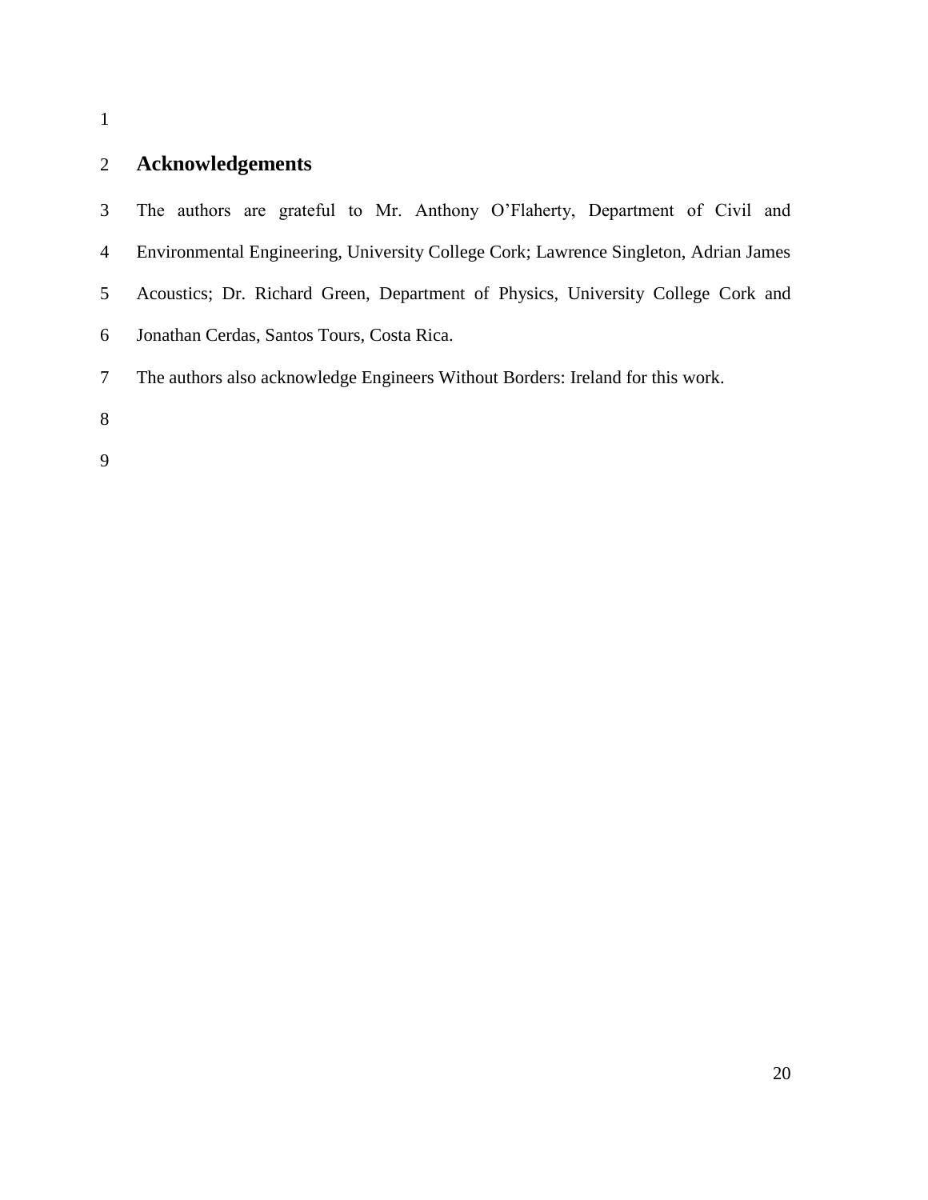## Acknowledgements

The authors are grateful to Mr. Anthony O'Flaherty, Department of Civil and Environmental Engineering, University College Cork; Lawrence Singleton, Adrian James Acoustics; Dr. Richard Green, Department of Physics, University College Cork and Jonathan Cerdas, Santos Tours, Costa Rica.

The authors also acknowledge Engineers Without Borders: Ireland for this work.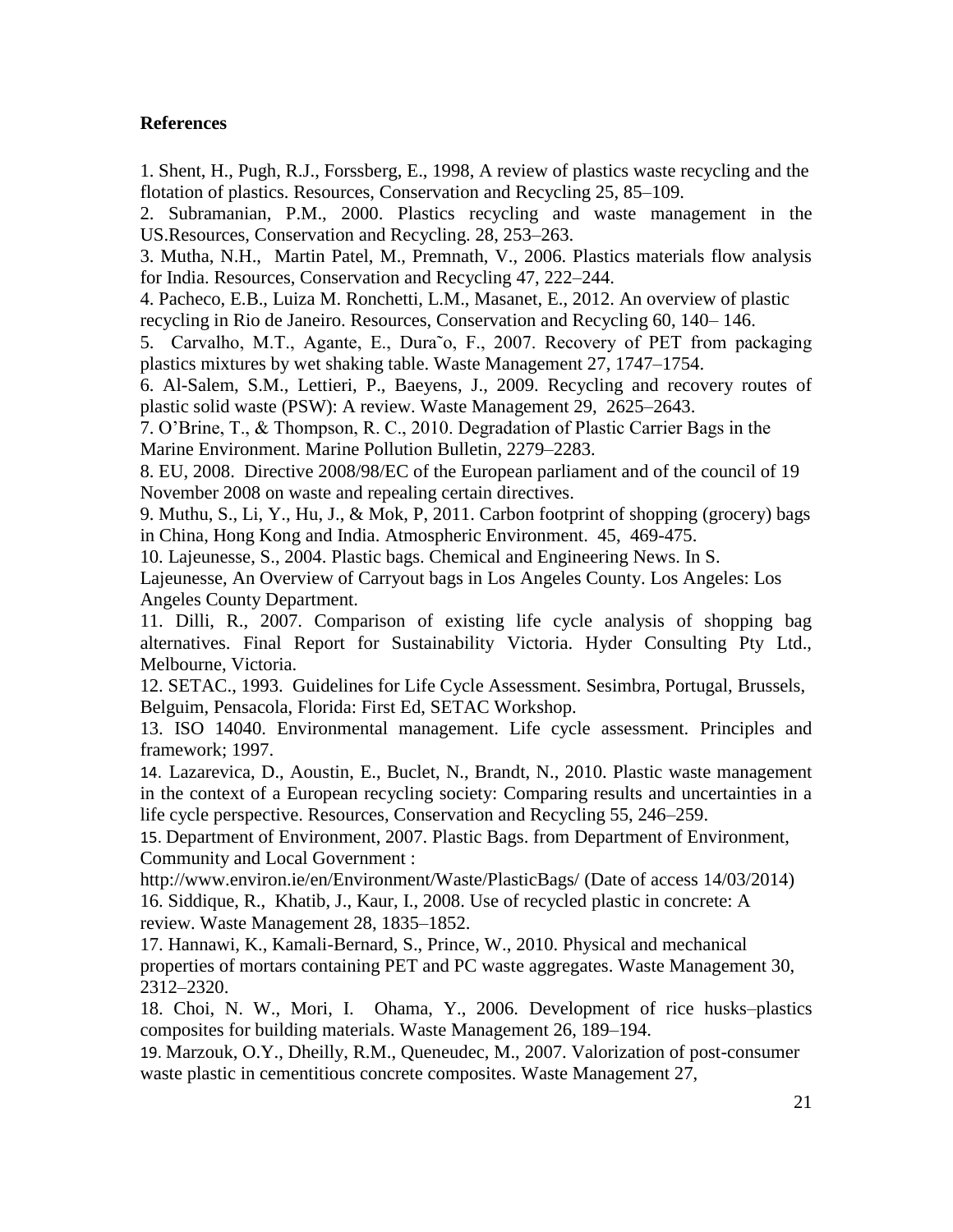**References**

1. Shent, H., Pugh, R.J., Forssberg, E., 1998, A review of plastics waste recycling and the flotation of plastics. Resources, Conservation and Recycling 25, 85–109.
2. Subramanian, P.M., 2000. Plastics recycling and waste management in the US.Resources, Conservation and Recycling. 28, 253–263.
3. Mutha, N.H., Martin Patel, M., Premnath, V., 2006. Plastics materials flow analysis for India. Resources, Conservation and Recycling 47, 222–244.
4. Pacheco, E.B., Luiza M. Ronchetti, L.M., Masanet, E., 2012. An overview of plastic recycling in Rio de Janeiro. Resources, Conservation and Recycling 60, 140– 146.
5. Carvalho, M.T., Agante, E., Dura˜o, F., 2007. Recovery of PET from packaging plastics mixtures by wet shaking table. Waste Management 27, 1747–1754.
6. Al-Salem, S.M., Lettieri, P., Baeyens, J., 2009. Recycling and recovery routes of plastic solid waste (PSW): A review. Waste Management 29, 2625–2643.
7. O'Brine, T., & Thompson, R. C., 2010. Degradation of Plastic Carrier Bags in the Marine Environment. Marine Pollution Bulletin, 2279–2283.
8. EU, 2008. Directive 2008/98/EC of the European parliament and of the council of 19 November 2008 on waste and repealing certain directives.
9. Muthu, S., Li, Y., Hu, J., & Mok, P, 2011. Carbon footprint of shopping (grocery) bags in China, Hong Kong and India. Atmospheric Environment. 45, 469-475.
10. Lajeunesse, S., 2004. Plastic bags. Chemical and Engineering News. In S. Lajeunesse, An Overview of Carryout bags in Los Angeles County. Los Angeles: Los Angeles County Department.
11. Dilli, R., 2007. Comparison of existing life cycle analysis of shopping bag alternatives. Final Report for Sustainability Victoria. Hyder Consulting Pty Ltd., Melbourne, Victoria.
12. SETAC., 1993. Guidelines for Life Cycle Assessment. Sesimbra, Portugal, Brussels, Belguim, Pensacola, Florida: First Ed, SETAC Workshop.
13. ISO 14040. Environmental management. Life cycle assessment. Principles and framework; 1997.
14. Lazarevica, D., Aoustin, E., Buclet, N., Brandt, N., 2010. Plastic waste management in the context of a European recycling society: Comparing results and uncertainties in a life cycle perspective. Resources, Conservation and Recycling 55, 246–259.
15. Department of Environment, 2007. Plastic Bags. from Department of Environment, Community and Local Government : http://www.environ.ie/en/Environment/Waste/PlasticBags/ (Date of access 14/03/2014)
16. Siddique, R., Khatib, J., Kaur, I., 2008. Use of recycled plastic in concrete: A review. Waste Management 28, 1835–1852.
17. Hannawi, K., Kamali-Bernard, S., Prince, W., 2010. Physical and mechanical properties of mortars containing PET and PC waste aggregates. Waste Management 30, 2312–2320.
18. Choi, N. W., Mori, I. Ohama, Y., 2006. Development of rice husks–plastics composites for building materials. Waste Management 26, 189–194.
19. Marzouk, O.Y., Dheilly, R.M., Queneudec, M., 2007. Valorization of post-consumer waste plastic in cementitious concrete composites. Waste Management 27,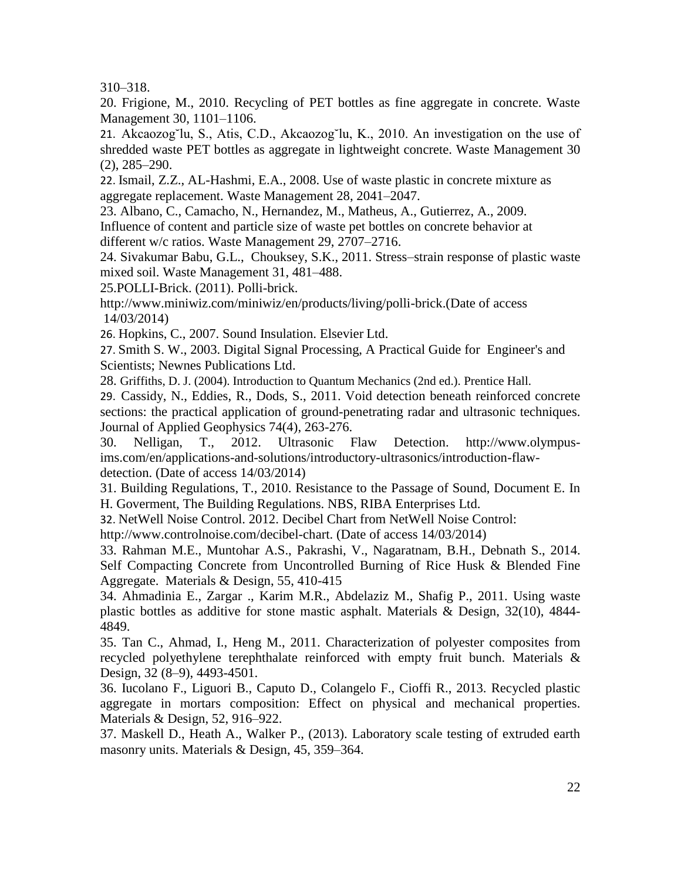310–318.

20. Frigione, M., 2010. Recycling of PET bottles as fine aggregate in concrete. Waste Management 30, 1101–1106.

21. Akcaozog˘lu, S., Atis, C.D., Akcaozog˘lu, K., 2010. An investigation on the use of shredded waste PET bottles as aggregate in lightweight concrete. Waste Management 30 (2), 285–290.

22. Ismail, Z.Z., AL-Hashmi, E.A., 2008. Use of waste plastic in concrete mixture as aggregate replacement. Waste Management 28, 2041–2047.

23. Albano, C., Camacho, N., Hernandez, M., Matheus, A., Gutierrez, A., 2009. Influence of content and particle size of waste pet bottles on concrete behavior at different w/c ratios. Waste Management 29, 2707–2716.

24. Sivakumar Babu, G.L., Chouksey, S.K., 2011. Stress–strain response of plastic waste mixed soil. Waste Management 31, 481–488.

25.POLLI-Brick. (2011). Polli-brick. http://www.miniwiz.com/miniwiz/en/products/living/polli-brick.(Date of access 14/03/2014)

26. Hopkins, C., 2007. Sound Insulation. Elsevier Ltd.

27. Smith S. W., 2003. Digital Signal Processing, A Practical Guide for Engineer's and Scientists; Newnes Publications Ltd.

28. Griffiths, D. J. (2004). Introduction to Quantum Mechanics (2nd ed.). Prentice Hall.

29. Cassidy, N., Eddies, R., Dods, S., 2011. Void detection beneath reinforced concrete sections: the practical application of ground-penetrating radar and ultrasonic techniques. Journal of Applied Geophysics 74(4), 263-276.

30. Nelligan, T., 2012. Ultrasonic Flaw Detection. http://www.olympus-ims.com/en/applications-and-solutions/introductory-ultrasonics/introduction-flaw-detection. (Date of access 14/03/2014)

31. Building Regulations, T., 2010. Resistance to the Passage of Sound, Document E. In H. Goverment, The Building Regulations. NBS, RIBA Enterprises Ltd.

32. NetWell Noise Control. 2012. Decibel Chart from NetWell Noise Control: http://www.controlnoise.com/decibel-chart. (Date of access 14/03/2014)

33. Rahman M.E., Muntohar A.S., Pakrashi, V., Nagaratnam, B.H., Debnath S., 2014. Self Compacting Concrete from Uncontrolled Burning of Rice Husk & Blended Fine Aggregate. Materials & Design, 55, 410-415

34. Ahmadinia E., Zargar ., Karim M.R., Abdelaziz M., Shafig P., 2011. Using waste plastic bottles as additive for stone mastic asphalt. Materials & Design, 32(10), 4844-4849.

35. Tan C., Ahmad, I., Heng M., 2011. Characterization of polyester composites from recycled polyethylene terephthalate reinforced with empty fruit bunch. Materials & Design, 32 (8–9), 4493-4501.

36. Iucolano F., Liguori B., Caputo D., Colangelo F., Cioffi R., 2013. Recycled plastic aggregate in mortars composition: Effect on physical and mechanical properties. Materials & Design, 52, 916–922.

37. Maskell D., Heath A., Walker P., (2013). Laboratory scale testing of extruded earth masonry units. Materials & Design, 45, 359–364.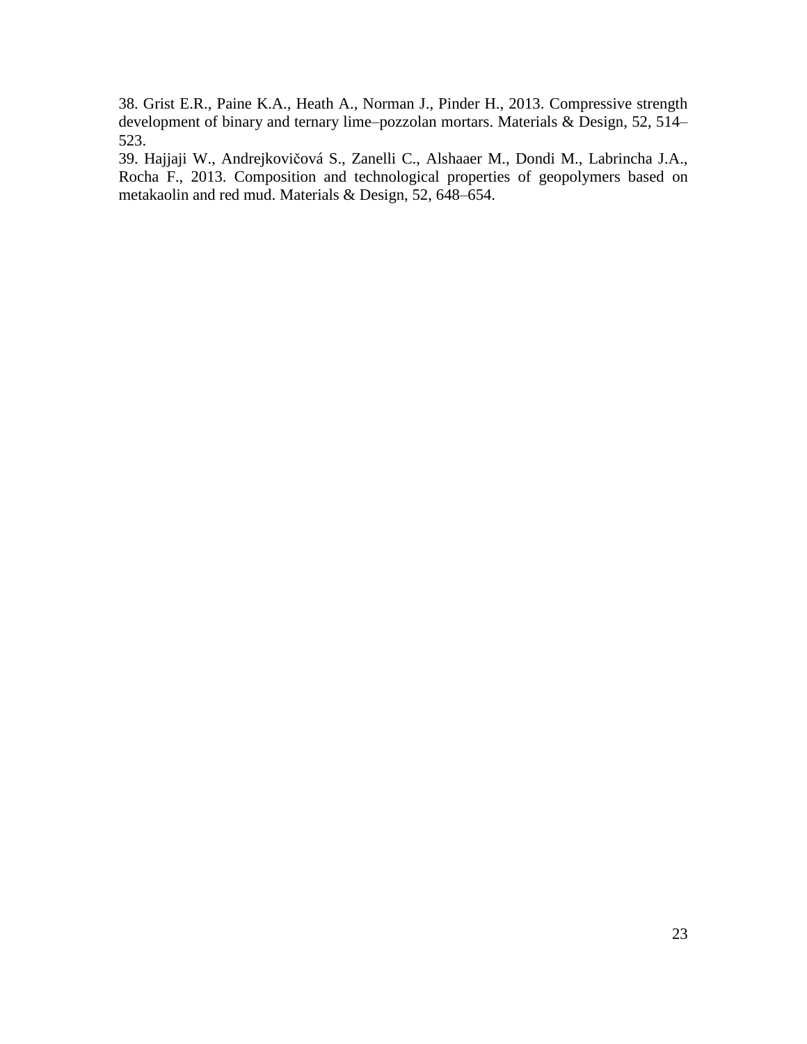38. Grist E.R., Paine K.A., Heath A., Norman J., Pinder H., 2013. Compressive strength development of binary and ternary lime–pozzolan mortars. Materials & Design, 52, 514–523.

39. Hajjaji W., Andrejkovičová S., Zanelli C., Alshaaer M., Dondi M., Labrincha J.A., Rocha F., 2013. Composition and technological properties of geopolymers based on metakaolin and red mud. Materials & Design, 52, 648–654.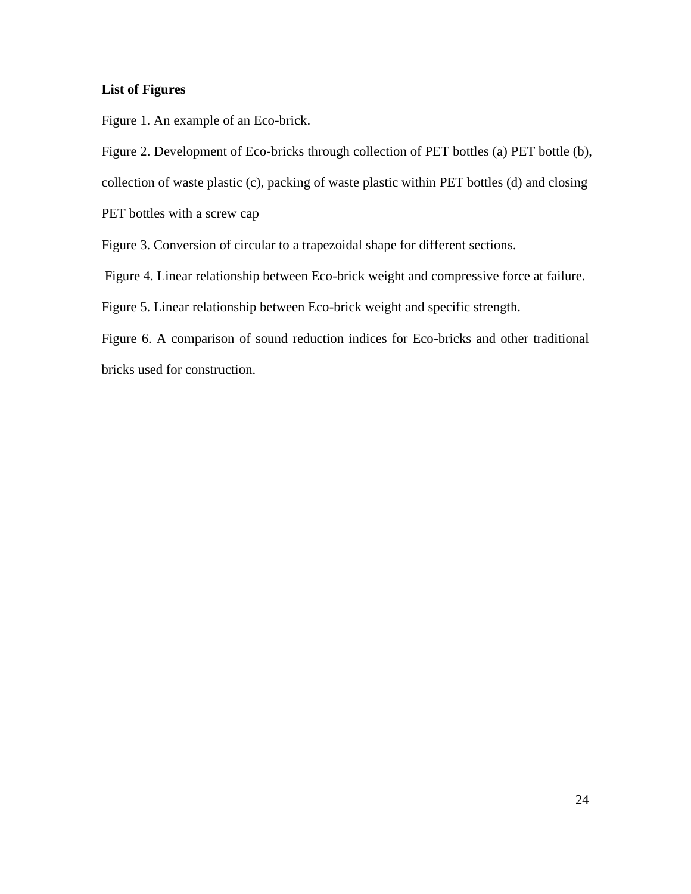**List of Figures**

Figure 1. An example of an Eco-brick.

Figure 2. Development of Eco-bricks through collection of PET bottles (a) PET bottle (b), collection of waste plastic (c), packing of waste plastic within PET bottles (d) and closing PET bottles with a screw cap

Figure 3. Conversion of circular to a trapezoidal shape for different sections.

Figure 4. Linear relationship between Eco-brick weight and compressive force at failure.

Figure 5. Linear relationship between Eco-brick weight and specific strength.

Figure 6. A comparison of sound reduction indices for Eco-bricks and other traditional bricks used for construction.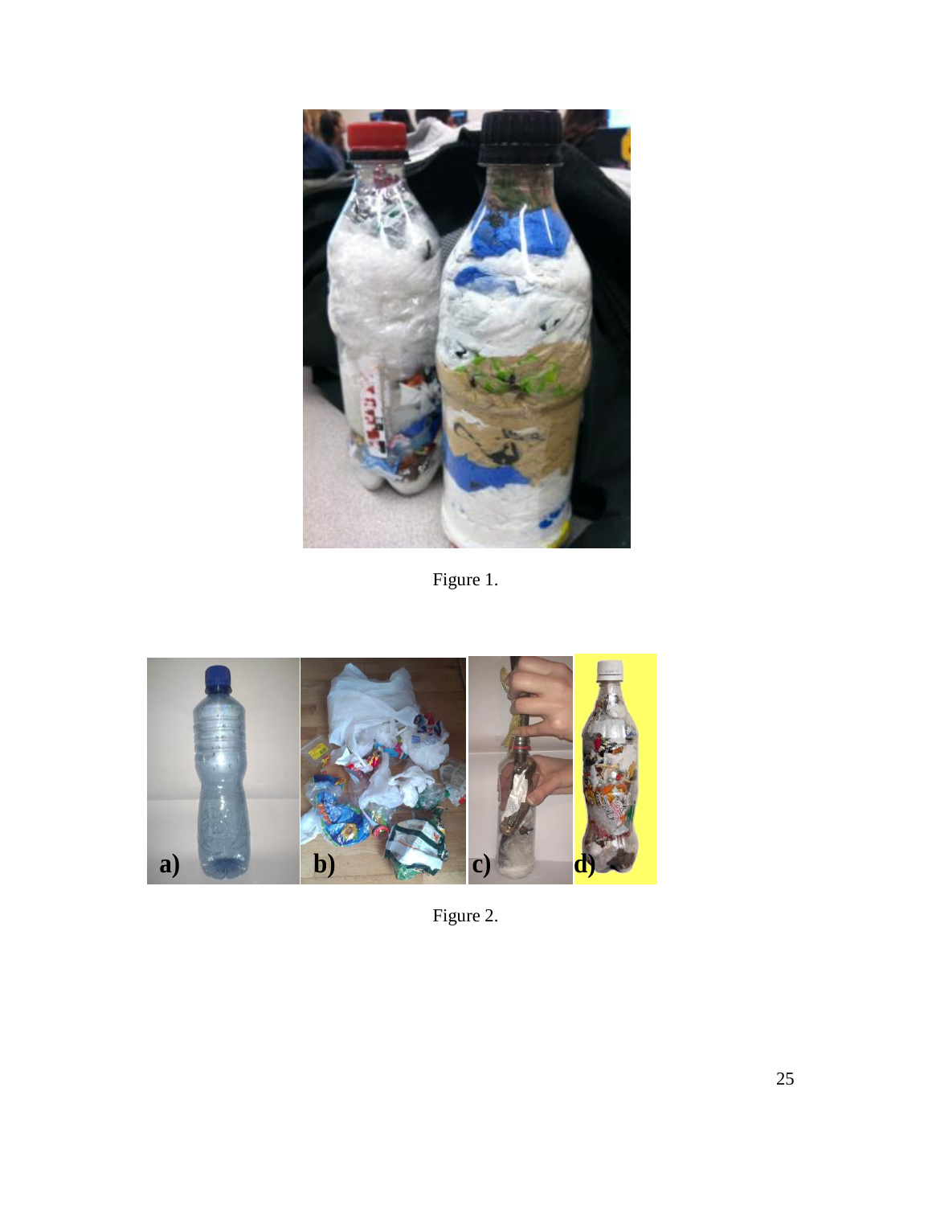Figure 1.

Figure 2.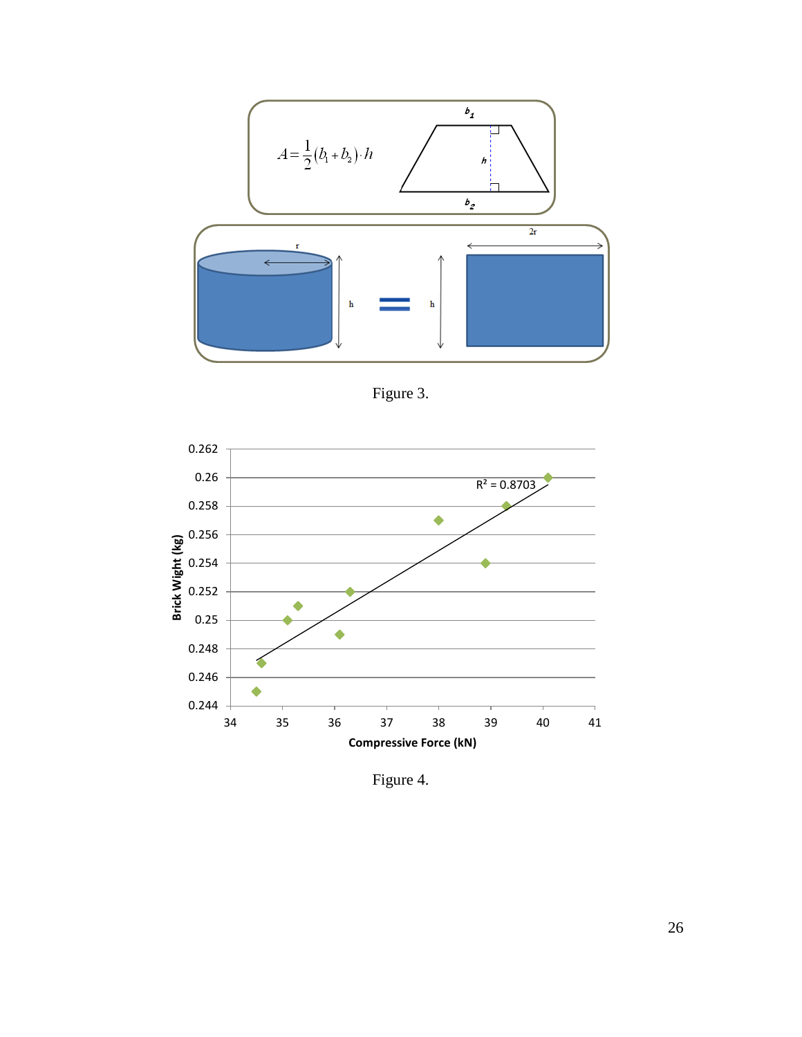$$A = \frac{1}{2}(b_1 + b_2) \cdot h$$

Figure 3.

Figure 4.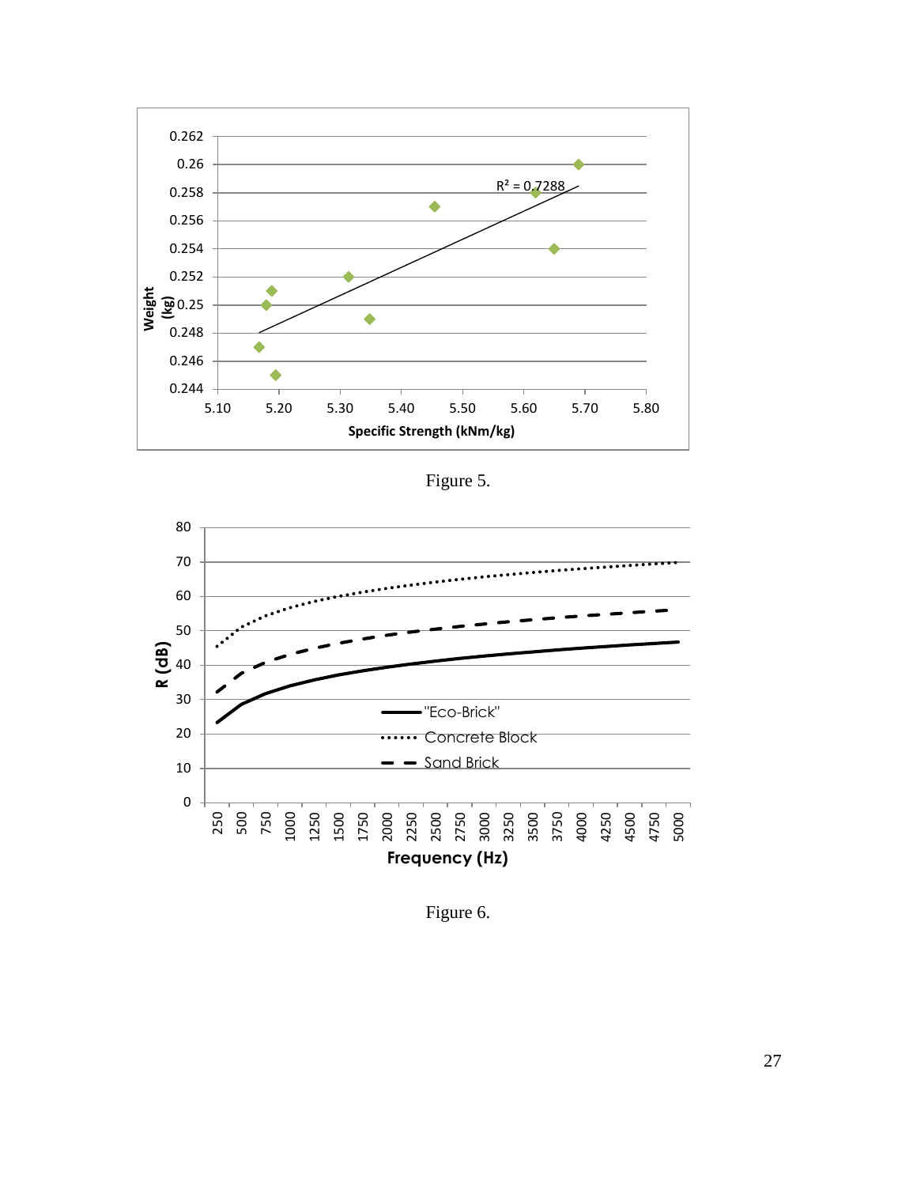Figure 5.

Figure 6.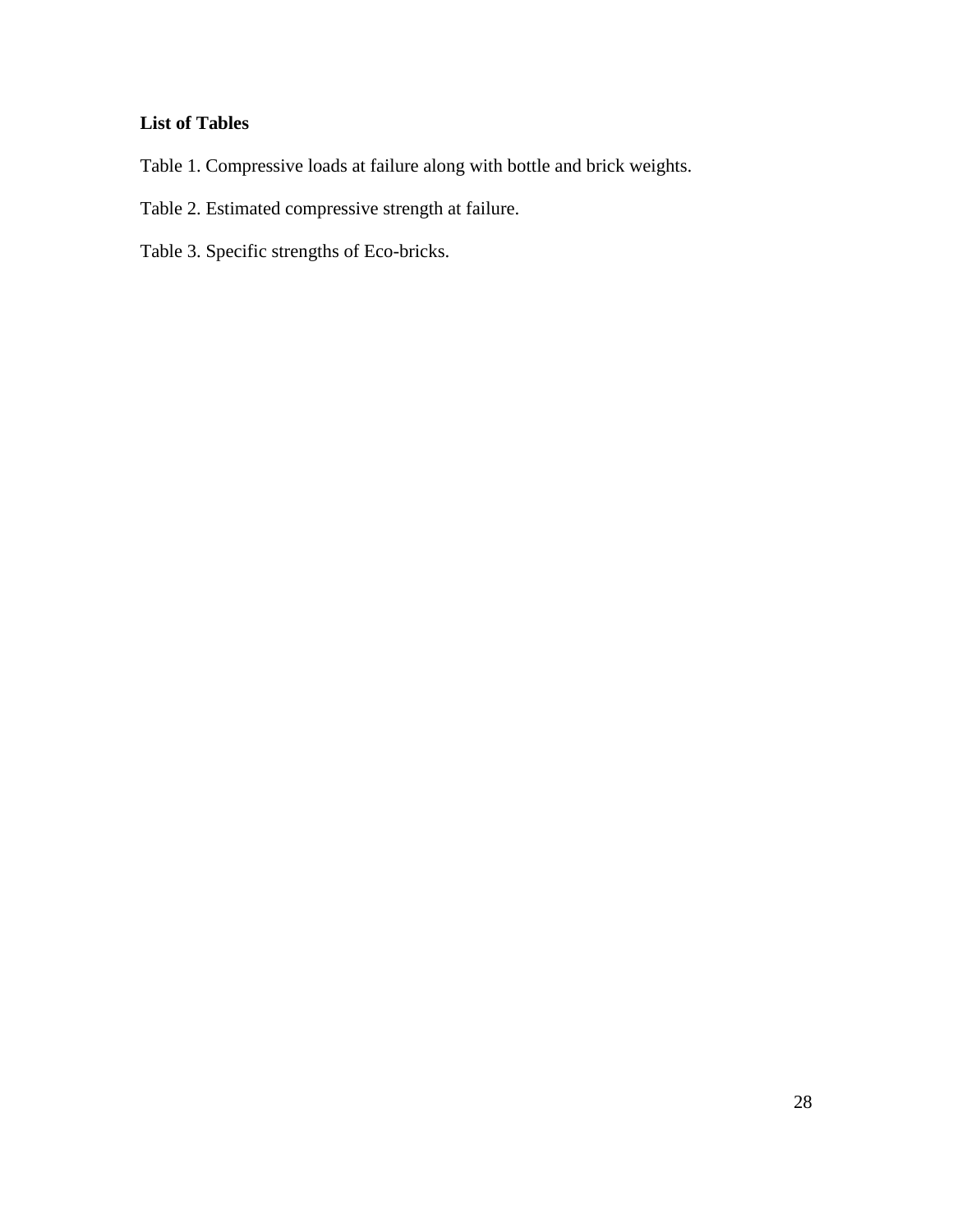**List of Tables**

Table 1. Compressive loads at failure along with bottle and brick weights.

Table 2. Estimated compressive strength at failure.

Table 3. Specific strengths of Eco-bricks.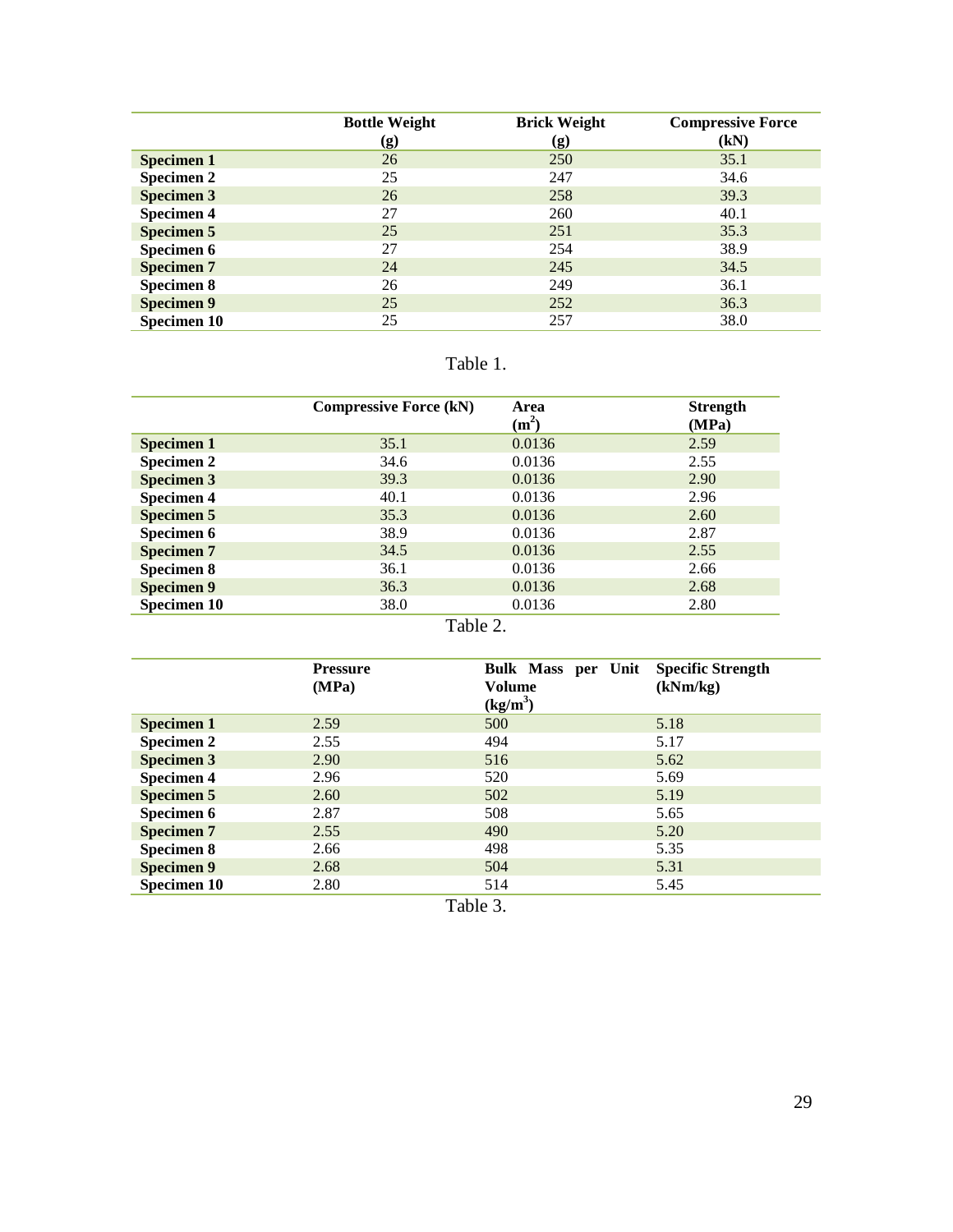| | Bottle Weight (g) | Brick Weight (g) | Compressive Force (kN) |
|---|---|---|---|
| **Specimen 1** | 26 | 250 | 35.1 |
| **Specimen 2** | 25 | 247 | 34.6 |
| **Specimen 3** | 26 | 258 | 39.3 |
| **Specimen 4** | 27 | 260 | 40.1 |
| **Specimen 5** | 25 | 251 | 35.3 |
| **Specimen 6** | 27 | 254 | 38.9 |
| **Specimen 7** | 24 | 245 | 34.5 |
| **Specimen 8** | 26 | 249 | 36.1 |
| **Specimen 9** | 25 | 252 | 36.3 |
| **Specimen 10** | 25 | 257 | 38.0 |

Table 1.

| | Compressive Force (kN) | Area ($m^2$) | Strength (MPa) |
|---|---|---|---|
| **Specimen 1** | 35.1 | 0.0136 | 2.59 |
| **Specimen 2** | 34.6 | 0.0136 | 2.55 |
| **Specimen 3** | 39.3 | 0.0136 | 2.90 |
| **Specimen 4** | 40.1 | 0.0136 | 2.96 |
| **Specimen 5** | 35.3 | 0.0136 | 2.60 |
| **Specimen 6** | 38.9 | 0.0136 | 2.87 |
| **Specimen 7** | 34.5 | 0.0136 | 2.55 |
| **Specimen 8** | 36.1 | 0.0136 | 2.66 |
| **Specimen 9** | 36.3 | 0.0136 | 2.68 |
| **Specimen 10** | 38.0 | 0.0136 | 2.80 |

Table 2.

| | Pressure (MPa) | Bulk Mass per Unit Volume ($kg/m^3$) | Specific Strength (kNm/kg) |
|---|---|---|---|
| **Specimen 1** | 2.59 | 500 | 5.18 |
| **Specimen 2** | 2.55 | 494 | 5.17 |
| **Specimen 3** | 2.90 | 516 | 5.62 |
| **Specimen 4** | 2.96 | 520 | 5.69 |
| **Specimen 5** | 2.60 | 502 | 5.19 |
| **Specimen 6** | 2.87 | 508 | 5.65 |
| **Specimen 7** | 2.55 | 490 | 5.20 |
| **Specimen 8** | 2.66 | 498 | 5.35 |
| **Specimen 9** | 2.68 | 504 | 5.31 |
| **Specimen 10** | 2.80 | 514 | 5.45 |

Table 3.